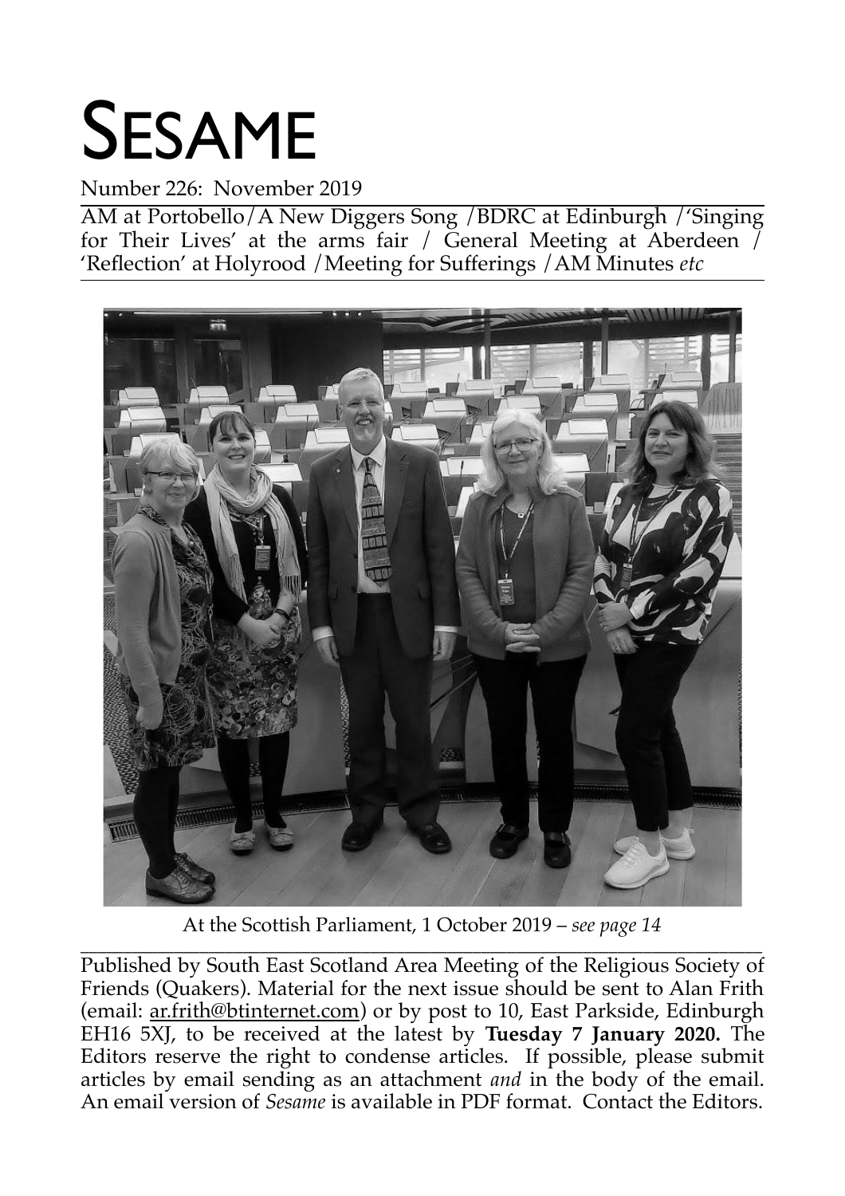# SESAME

Number 226: November 2019

AM at Portobello/A New Diggers Song /BDRC at Edinburgh /'Singing for Their Lives' at the arms fair / General Meeting at Aberdeen / 'Reflection' at Holyrood /Meeting for Sufferings /AM Minutes *etc*

At the Scottish Parliament, 1 October 2019 – *see page 14*

Published by South East Scotland Area Meeting of the Religious Society of Friends (Quakers). Material for the next issue should be sent to Alan Frith (email: ar.frith@btinternet.com) or by post to 10, East Parkside, Edinburgh EH16 5XJ, to be received at the latest by **Tuesday 7 January 2020.** The Editors reserve the right to condense articles. If possible, please submit articles by email sending as an attachment *and* in the body of the email. An email version of *Sesame* is available in PDF format. Contact the Editors.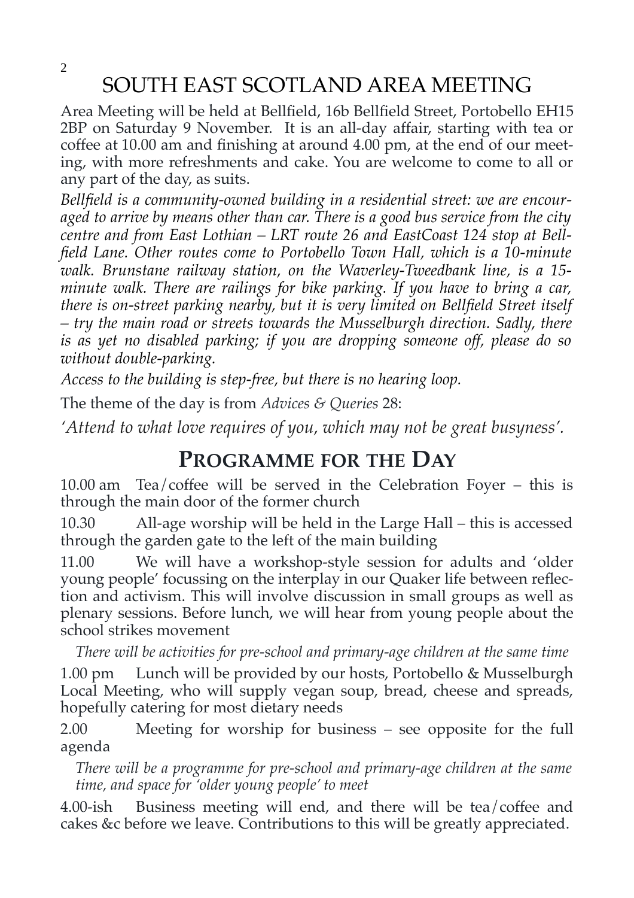# SOUTH EAST SCOTLAND AREA MEETING

Area Meeting will be held at Bellfield, 16b Bellfield Street, Portobello EH15 2BP on Saturday 9 November. It is an all-day affair, starting with tea or coffee at 10.00 am and finishing at around 4.00 pm, at the end of our meeting, with more refreshments and cake. You are welcome to come to all or any part of the day, as suits.

*Bellfield is a community-owned building in a residential street: we are encouraged to arrive by means other than car. There is a good bus service from the city centre and from East Lothian – LRT route 26 and EastCoast 124 stop at Bellfield Lane. Other routes come to Portobello Town Hall, which is a 10-minute walk. Brunstane railway station, on the Waverley-Tweedbank line, is a 15-minute walk. There are railings for bike parking. If you have to bring a car, there is on-street parking nearby, but it is very limited on Bellfield Street itself – try the main road or streets towards the Musselburgh direction. Sadly, there is as yet no disabled parking; if you are dropping someone off, please do so without double-parking.*

*Access to the building is step-free, but there is no hearing loop.*

The theme of the day is from *Advices & Queries* 28:

*'Attend to what love requires of you, which may not be great busyness'.*

## PROGRAMME FOR THE DAY

10.00 am Tea/coffee will be served in the Celebration Foyer – this is through the main door of the former church

10.30 All-age worship will be held in the Large Hall – this is accessed through the garden gate to the left of the main building

11.00 We will have a workshop-style session for adults and 'older young people' focussing on the interplay in our Quaker life between reflection and activism. This will involve discussion in small groups as well as plenary sessions. Before lunch, we will hear from young people about the school strikes movement

*There will be activities for pre-school and primary-age children at the same time*

1.00 pm Lunch will be provided by our hosts, Portobello & Musselburgh Local Meeting, who will supply vegan soup, bread, cheese and spreads, hopefully catering for most dietary needs

2.00 Meeting for worship for business – see opposite for the full agenda

*There will be a programme for pre-school and primary-age children at the same time, and space for 'older young people' to meet*

4.00-ish Business meeting will end, and there will be tea/coffee and cakes &c before we leave. Contributions to this will be greatly appreciated.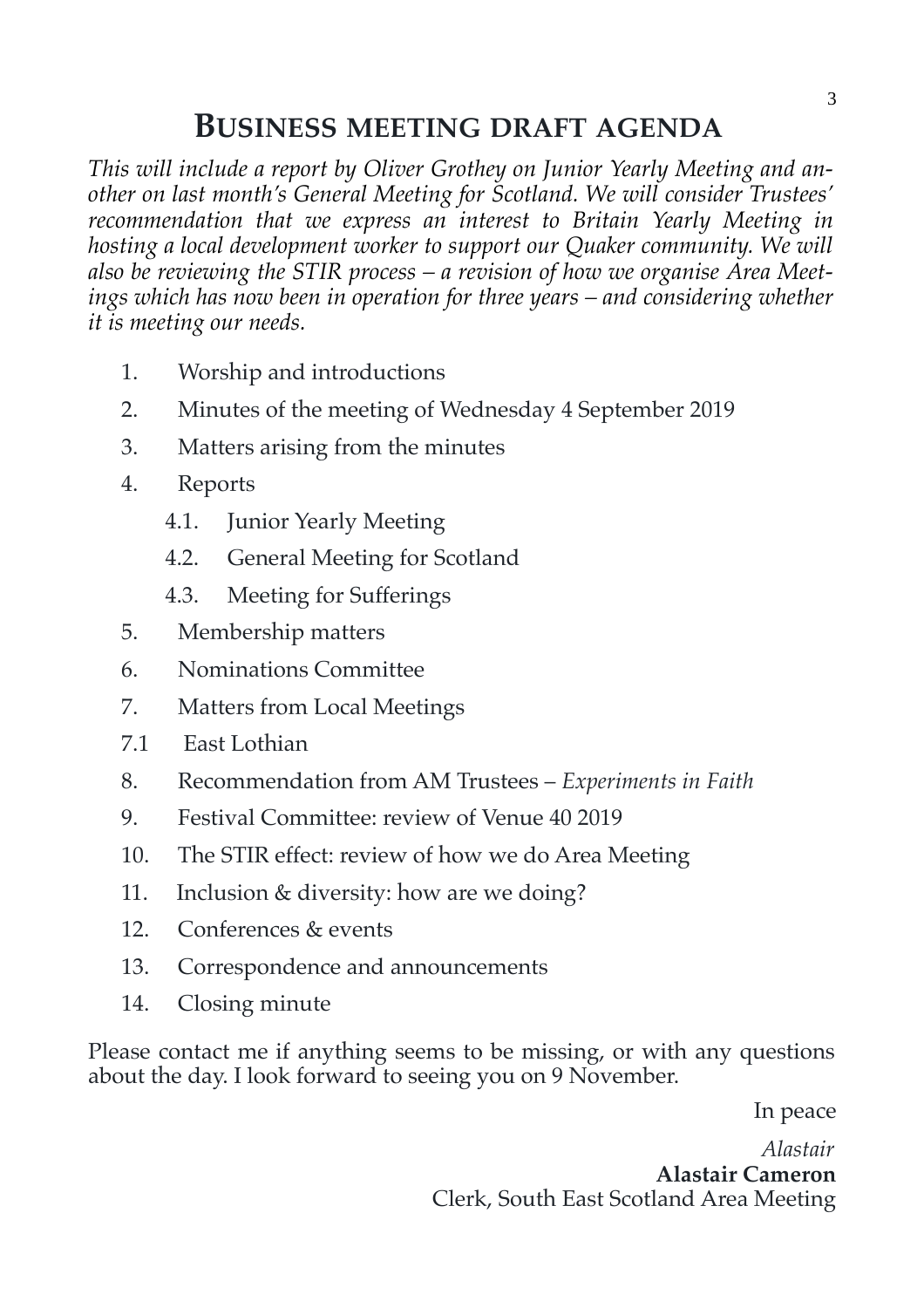# Business meeting draft agenda

*This will include a report by Oliver Grothey on Junior Yearly Meeting and another on last month's General Meeting for Scotland. We will consider Trustees' recommendation that we express an interest to Britain Yearly Meeting in hosting a local development worker to support our Quaker community. We will also be reviewing the STIR process – a revision of how we organise Area Meetings which has now been in operation for three years – and considering whether it is meeting our needs.*

1. Worship and introductions
2. Minutes of the meeting of Wednesday 4 September 2019
3. Matters arising from the minutes
4. Reports
    - 4.1. Junior Yearly Meeting
    - 4.2. General Meeting for Scotland
    - 4.3. Meeting for Sufferings
5. Membership matters
6. Nominations Committee
7. Matters from Local Meetings
    - 7.1 East Lothian
8. Recommendation from AM Trustees – *Experiments in Faith*
9. Festival Committee: review of Venue 40 2019
10. The STIR effect: review of how we do Area Meeting
11. Inclusion & diversity: how are we doing?
12. Conferences & events
13. Correspondence and announcements
14. Closing minute

Please contact me if anything seems to be missing, or with any questions about the day. I look forward to seeing you on 9 November.

In peace

*Alastair*
**Alastair Cameron**
Clerk, South East Scotland Area Meeting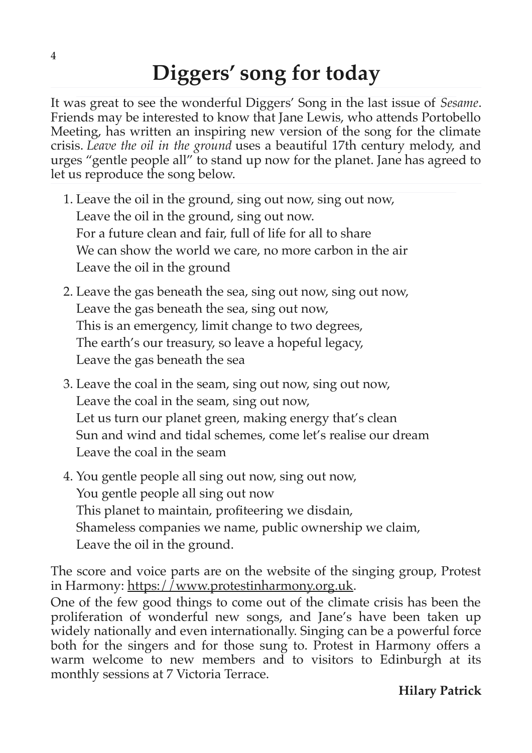# Diggers' song for today

It was great to see the wonderful Diggers' Song in the last issue of *Sesame*. Friends may be interested to know that Jane Lewis, who attends Portobello Meeting, has written an inspiring new version of the song for the climate crisis. *Leave the oil in the ground* uses a beautiful 17th century melody, and urges "gentle people all" to stand up now for the planet. Jane has agreed to let us reproduce the song below.

1. Leave the oil in the ground, sing out now, sing out now,  
   Leave the oil in the ground, sing out now.  
   For a future clean and fair, full of life for all to share  
   We can show the world we care, no more carbon in the air  
   Leave the oil in the ground

2. Leave the gas beneath the sea, sing out now, sing out now,  
   Leave the gas beneath the sea, sing out now,  
   This is an emergency, limit change to two degrees,  
   The earth's our treasury, so leave a hopeful legacy,  
   Leave the gas beneath the sea

3. Leave the coal in the seam, sing out now, sing out now,  
   Leave the coal in the seam, sing out now,  
   Let us turn our planet green, making energy that's clean  
   Sun and wind and tidal schemes, come let's realise our dream  
   Leave the coal in the seam

4. You gentle people all sing out now, sing out now,  
   You gentle people all sing out now  
   This planet to maintain, profiteering we disdain,  
   Shameless companies we name, public ownership we claim,  
   Leave the oil in the ground.

The score and voice parts are on the website of the singing group, Protest in Harmony: https://www.protestinharmony.org.uk.

One of the few good things to come out of the climate crisis has been the proliferation of wonderful new songs, and Jane's have been taken up widely nationally and even internationally. Singing can be a powerful force both for the singers and for those sung to. Protest in Harmony offers a warm welcome to new members and to visitors to Edinburgh at its monthly sessions at 7 Victoria Terrace.

**Hilary Patrick**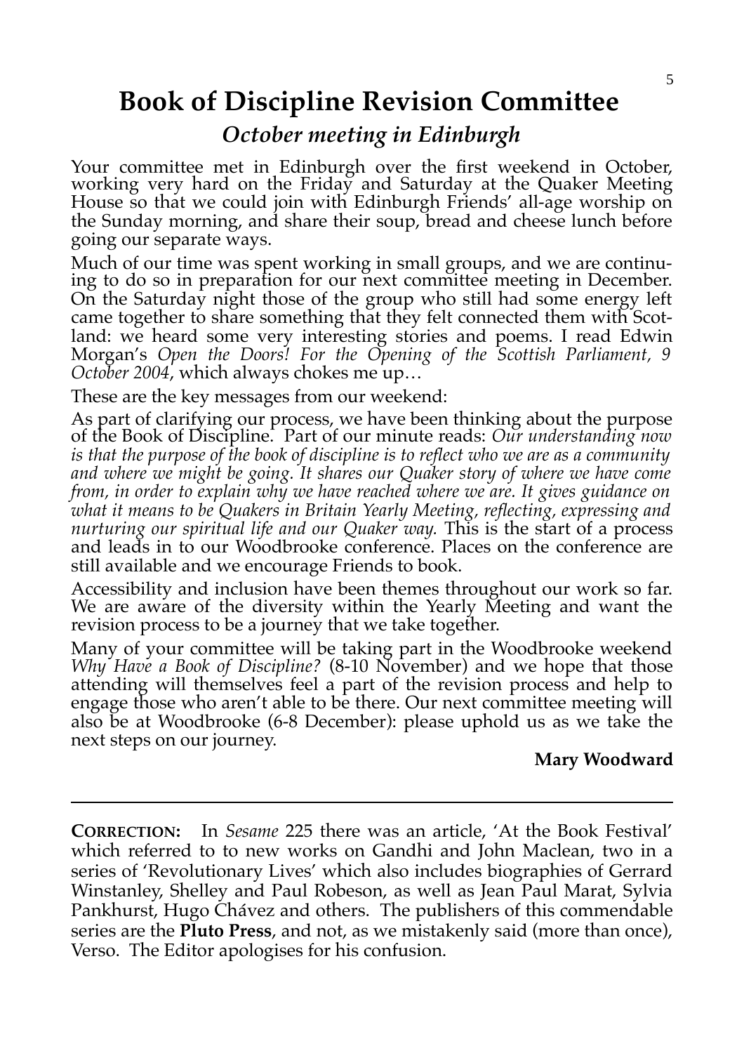# Book of Discipline Revision Committee

## *October meeting in Edinburgh*

Your committee met in Edinburgh over the first weekend in October, working very hard on the Friday and Saturday at the Quaker Meeting House so that we could join with Edinburgh Friends' all-age worship on the Sunday morning, and share their soup, bread and cheese lunch before going our separate ways.

Much of our time was spent working in small groups, and we are continuing to do so in preparation for our next committee meeting in December. On the Saturday night those of the group who still had some energy left came together to share something that they felt connected them with Scotland: we heard some very interesting stories and poems. I read Edwin Morgan's *Open the Doors! For the Opening of the Scottish Parliament, 9 October 2004*, which always chokes me up…

These are the key messages from our weekend:

As part of clarifying our process, we have been thinking about the purpose of the Book of Discipline. Part of our minute reads: *Our understanding now is that the purpose of the book of discipline is to reflect who we are as a community and where we might be going. It shares our Quaker story of where we have come from, in order to explain why we have reached where we are. It gives guidance on what it means to be Quakers in Britain Yearly Meeting, reflecting, expressing and nurturing our spiritual life and our Quaker way.* This is the start of a process and leads in to our Woodbrooke conference. Places on the conference are still available and we encourage Friends to book.

Accessibility and inclusion have been themes throughout our work so far. We are aware of the diversity within the Yearly Meeting and want the revision process to be a journey that we take together.

Many of your committee will be taking part in the Woodbrooke weekend *Why Have a Book of Discipline?* (8-10 November) and we hope that those attending will themselves feel a part of the revision process and help to engage those who aren't able to be there. Our next committee meeting will also be at Woodbrooke (6-8 December): please uphold us as we take the next steps on our journey.

**Mary Woodward**

---

**CORRECTION:** In *Sesame* 225 there was an article, 'At the Book Festival' which referred to to new works on Gandhi and John Maclean, two in a series of 'Revolutionary Lives' which also includes biographies of Gerrard Winstanley, Shelley and Paul Robeson, as well as Jean Paul Marat, Sylvia Pankhurst, Hugo Chávez and others. The publishers of this commendable series are the **Pluto Press**, and not, as we mistakenly said (more than once), Verso. The Editor apologises for his confusion.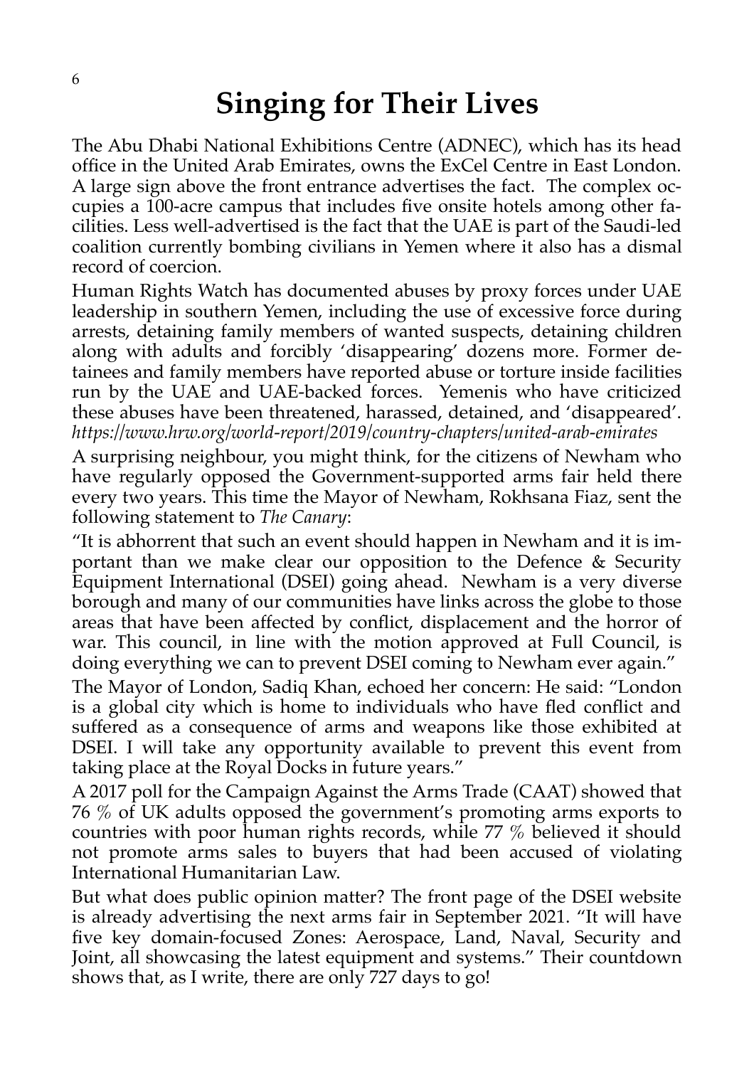# Singing for Their Lives

The Abu Dhabi National Exhibitions Centre (ADNEC), which has its head office in the United Arab Emirates, owns the ExCel Centre in East London. A large sign above the front entrance advertises the fact. The complex occupies a 100-acre campus that includes five onsite hotels among other facilities. Less well-advertised is the fact that the UAE is part of the Saudi-led coalition currently bombing civilians in Yemen where it also has a dismal record of coercion.

Human Rights Watch has documented abuses by proxy forces under UAE leadership in southern Yemen, including the use of excessive force during arrests, detaining family members of wanted suspects, detaining children along with adults and forcibly 'disappearing' dozens more. Former detainees and family members have reported abuse or torture inside facilities run by the UAE and UAE-backed forces. Yemenis who have criticized these abuses have been threatened, harassed, detained, and 'disappeared'. *https://www.hrw.org/world-report/2019/country-chapters/united-arab-emirates*

A surprising neighbour, you might think, for the citizens of Newham who have regularly opposed the Government-supported arms fair held there every two years. This time the Mayor of Newham, Rokhsana Fiaz, sent the following statement to *The Canary*:

"It is abhorrent that such an event should happen in Newham and it is important than we make clear our opposition to the Defence & Security Equipment International (DSEI) going ahead. Newham is a very diverse borough and many of our communities have links across the globe to those areas that have been affected by conflict, displacement and the horror of war. This council, in line with the motion approved at Full Council, is doing everything we can to prevent DSEI coming to Newham ever again."

The Mayor of London, Sadiq Khan, echoed her concern: He said: "London is a global city which is home to individuals who have fled conflict and suffered as a consequence of arms and weapons like those exhibited at DSEI. I will take any opportunity available to prevent this event from taking place at the Royal Docks in future years."

A 2017 poll for the Campaign Against the Arms Trade (CAAT) showed that 76 % of UK adults opposed the government's promoting arms exports to countries with poor human rights records, while 77 % believed it should not promote arms sales to buyers that had been accused of violating International Humanitarian Law.

But what does public opinion matter? The front page of the DSEI website is already advertising the next arms fair in September 2021. "It will have five key domain-focused Zones: Aerospace, Land, Naval, Security and Joint, all showcasing the latest equipment and systems." Their countdown shows that, as I write, there are only 727 days to go!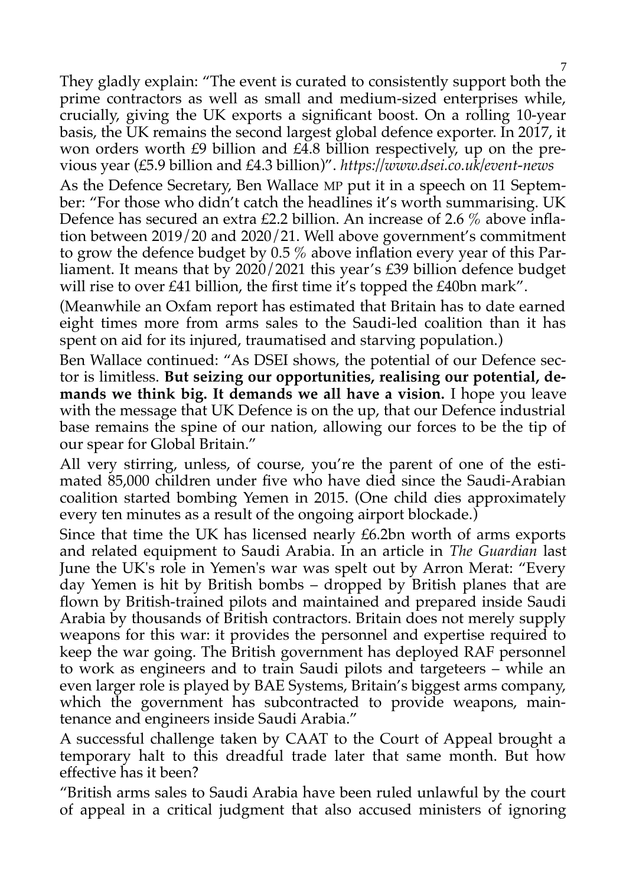They gladly explain: “The event is curated to consistently support both the prime contractors as well as small and medium-sized enterprises while, crucially, giving the UK exports a significant boost. On a rolling 10-year basis, the UK remains the second largest global defence exporter. In 2017, it won orders worth £9 billion and £4.8 billion respectively, up on the previous year (£5.9 billion and £4.3 billion)”. *https://www.dsei.co.uk/event-news*

As the Defence Secretary, Ben Wallace MP put it in a speech on 11 September: “For those who didn’t catch the headlines it’s worth summarising. UK Defence has secured an extra £2.2 billion. An increase of 2.6 % above inflation between 2019/20 and 2020/21. Well above government’s commitment to grow the defence budget by 0.5 % above inflation every year of this Parliament. It means that by 2020/2021 this year’s £39 billion defence budget will rise to over £41 billion, the first time it’s topped the £40bn mark”.

(Meanwhile an Oxfam report has estimated that Britain has to date earned eight times more from arms sales to the Saudi-led coalition than it has spent on aid for its injured, traumatised and starving population.)

Ben Wallace continued: “As DSEI shows, the potential of our Defence sector is limitless. **But seizing our opportunities, realising our potential, demands we think big. It demands we all have a vision.** I hope you leave with the message that UK Defence is on the up, that our Defence industrial base remains the spine of our nation, allowing our forces to be the tip of our spear for Global Britain.”

All very stirring, unless, of course, you’re the parent of one of the estimated 85,000 children under five who have died since the Saudi-Arabian coalition started bombing Yemen in 2015. (One child dies approximately every ten minutes as a result of the ongoing airport blockade.)

Since that time the UK has licensed nearly £6.2bn worth of arms exports and related equipment to Saudi Arabia. In an article in *The Guardian* last June the UK's role in Yemen's war was spelt out by Arron Merat: “Every day Yemen is hit by British bombs – dropped by British planes that are flown by British-trained pilots and maintained and prepared inside Saudi Arabia by thousands of British contractors. Britain does not merely supply weapons for this war: it provides the personnel and expertise required to keep the war going. The British government has deployed RAF personnel to work as engineers and to train Saudi pilots and targeteers – while an even larger role is played by BAE Systems, Britain’s biggest arms company, which the government has subcontracted to provide weapons, maintenance and engineers inside Saudi Arabia.”

A successful challenge taken by CAAT to the Court of Appeal brought a temporary halt to this dreadful trade later that same month. But how effective has it been?

“British arms sales to Saudi Arabia have been ruled unlawful by the court of appeal in a critical judgment that also accused ministers of ignoring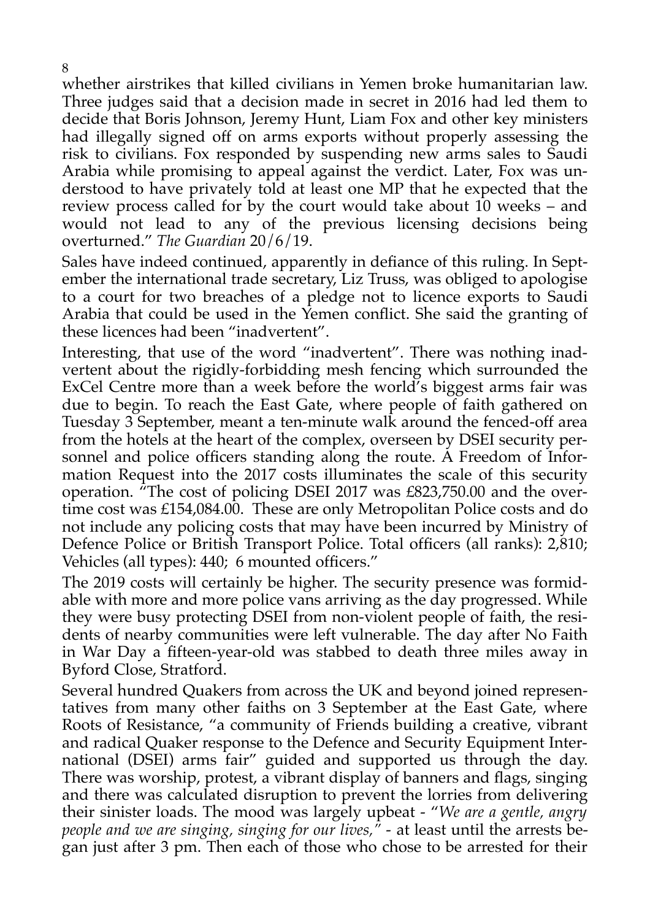whether airstrikes that killed civilians in Yemen broke humanitarian law. Three judges said that a decision made in secret in 2016 had led them to decide that Boris Johnson, Jeremy Hunt, Liam Fox and other key ministers had illegally signed off on arms exports without properly assessing the risk to civilians. Fox responded by suspending new arms sales to Saudi Arabia while promising to appeal against the verdict. Later, Fox was understood to have privately told at least one MP that he expected that the review process called for by the court would take about 10 weeks – and would not lead to any of the previous licensing decisions being overturned." *The Guardian* 20/6/19.

Sales have indeed continued, apparently in defiance of this ruling. In September the international trade secretary, Liz Truss, was obliged to apologise to a court for two breaches of a pledge not to licence exports to Saudi Arabia that could be used in the Yemen conflict. She said the granting of these licences had been "inadvertent".

Interesting, that use of the word "inadvertent". There was nothing inadvertent about the rigidly-forbidding mesh fencing which surrounded the ExCel Centre more than a week before the world's biggest arms fair was due to begin. To reach the East Gate, where people of faith gathered on Tuesday 3 September, meant a ten-minute walk around the fenced-off area from the hotels at the heart of the complex, overseen by DSEI security personnel and police officers standing along the route. A Freedom of Information Request into the 2017 costs illuminates the scale of this security operation. "The cost of policing DSEI 2017 was £823,750.00 and the overtime cost was £154,084.00. These are only Metropolitan Police costs and do not include any policing costs that may have been incurred by Ministry of Defence Police or British Transport Police. Total officers (all ranks): 2,810; Vehicles (all types): 440; 6 mounted officers."

The 2019 costs will certainly be higher. The security presence was formidable with more and more police vans arriving as the day progressed. While they were busy protecting DSEI from non-violent people of faith, the residents of nearby communities were left vulnerable. The day after No Faith in War Day a fifteen-year-old was stabbed to death three miles away in Byford Close, Stratford.

Several hundred Quakers from across the UK and beyond joined representatives from many other faiths on 3 September at the East Gate, where Roots of Resistance, "a community of Friends building a creative, vibrant and radical Quaker response to the Defence and Security Equipment International (DSEI) arms fair" guided and supported us through the day. There was worship, protest, a vibrant display of banners and flags, singing and there was calculated disruption to prevent the lorries from delivering their sinister loads. The mood was largely upbeat - "*We are a gentle, angry people and we are singing, singing for our lives,*" - at least until the arrests began just after 3 pm. Then each of those who chose to be arrested for their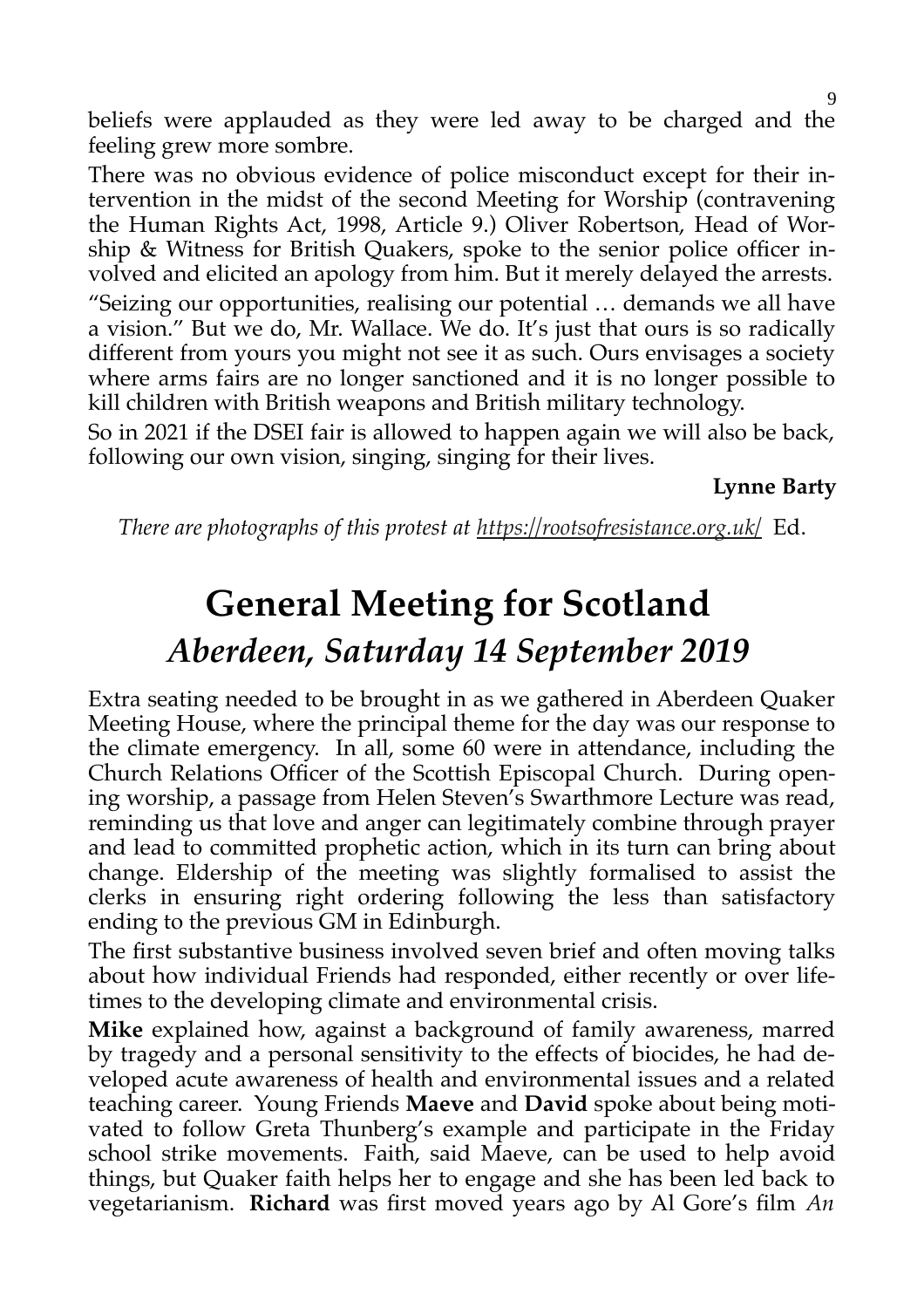beliefs were applauded as they were led away to be charged and the feeling grew more sombre.

There was no obvious evidence of police misconduct except for their intervention in the midst of the second Meeting for Worship (contravening the Human Rights Act, 1998, Article 9.) Oliver Robertson, Head of Worship & Witness for British Quakers, spoke to the senior police officer involved and elicited an apology from him. But it merely delayed the arrests.

"Seizing our opportunities, realising our potential … demands we all have a vision." But we do, Mr. Wallace. We do. It's just that ours is so radically different from yours you might not see it as such. Ours envisages a society where arms fairs are no longer sanctioned and it is no longer possible to kill children with British weapons and British military technology.

So in 2021 if the DSEI fair is allowed to happen again we will also be back, following our own vision, singing, singing for their lives.

**Lynne Barty**

*There are photographs of this protest at https://rootsofresistance.org.uk/* Ed.

# General Meeting for Scotland

## *Aberdeen, Saturday 14 September 2019*

Extra seating needed to be brought in as we gathered in Aberdeen Quaker Meeting House, where the principal theme for the day was our response to the climate emergency. In all, some 60 were in attendance, including the Church Relations Officer of the Scottish Episcopal Church. During opening worship, a passage from Helen Steven's Swarthmore Lecture was read, reminding us that love and anger can legitimately combine through prayer and lead to committed prophetic action, which in its turn can bring about change. Eldership of the meeting was slightly formalised to assist the clerks in ensuring right ordering following the less than satisfactory ending to the previous GM in Edinburgh.

The first substantive business involved seven brief and often moving talks about how individual Friends had responded, either recently or over lifetimes to the developing climate and environmental crisis.

**Mike** explained how, against a background of family awareness, marred by tragedy and a personal sensitivity to the effects of biocides, he had developed acute awareness of health and environmental issues and a related teaching career. Young Friends **Maeve** and **David** spoke about being motivated to follow Greta Thunberg's example and participate in the Friday school strike movements. Faith, said Maeve, can be used to help avoid things, but Quaker faith helps her to engage and she has been led back to vegetarianism. **Richard** was first moved years ago by Al Gore's film *An*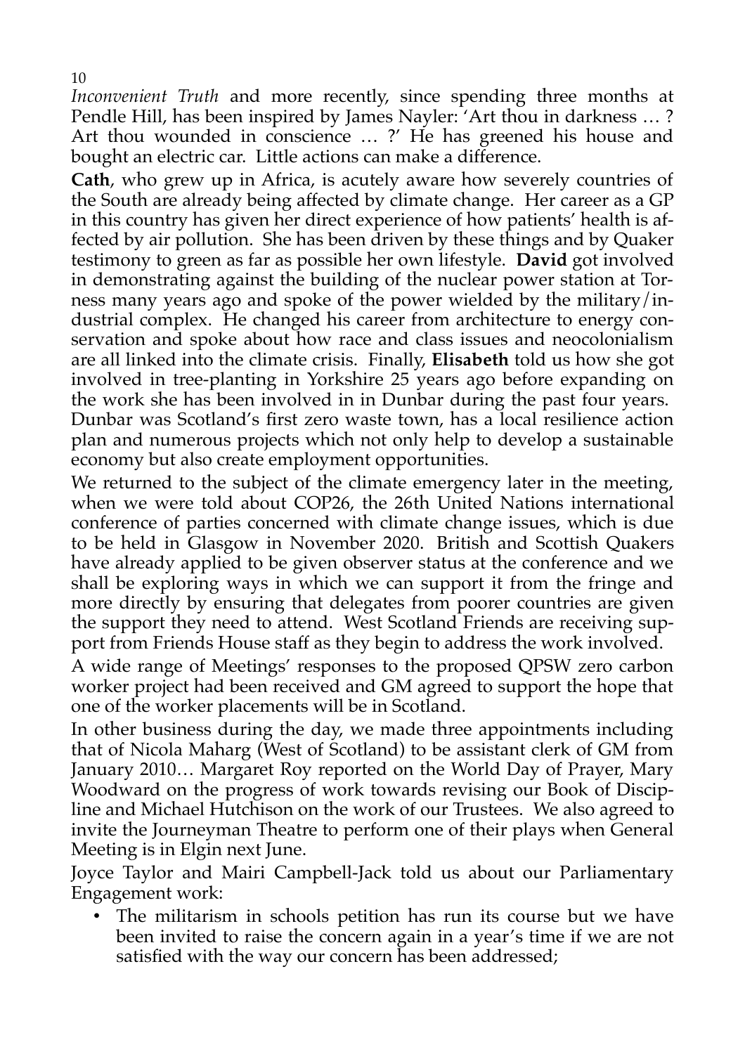*Inconvenient Truth* and more recently, since spending three months at Pendle Hill, has been inspired by James Nayler: 'Art thou in darkness … ? Art thou wounded in conscience … ?' He has greened his house and bought an electric car. Little actions can make a difference.

**Cath**, who grew up in Africa, is acutely aware how severely countries of the South are already being affected by climate change. Her career as a GP in this country has given her direct experience of how patients' health is affected by air pollution. She has been driven by these things and by Quaker testimony to green as far as possible her own lifestyle. **David** got involved in demonstrating against the building of the nuclear power station at Torness many years ago and spoke of the power wielded by the military/industrial complex. He changed his career from architecture to energy conservation and spoke about how race and class issues and neocolonialism are all linked into the climate crisis. Finally, **Elisabeth** told us how she got involved in tree-planting in Yorkshire 25 years ago before expanding on the work she has been involved in in Dunbar during the past four years. Dunbar was Scotland's first zero waste town, has a local resilience action plan and numerous projects which not only help to develop a sustainable economy but also create employment opportunities.

We returned to the subject of the climate emergency later in the meeting, when we were told about COP26, the 26th United Nations international conference of parties concerned with climate change issues, which is due to be held in Glasgow in November 2020. British and Scottish Quakers have already applied to be given observer status at the conference and we shall be exploring ways in which we can support it from the fringe and more directly by ensuring that delegates from poorer countries are given the support they need to attend. West Scotland Friends are receiving support from Friends House staff as they begin to address the work involved.

A wide range of Meetings' responses to the proposed QPSW zero carbon worker project had been received and GM agreed to support the hope that one of the worker placements will be in Scotland.

In other business during the day, we made three appointments including that of Nicola Maharg (West of Scotland) to be assistant clerk of GM from January 2010… Margaret Roy reported on the World Day of Prayer, Mary Woodward on the progress of work towards revising our Book of Discipline and Michael Hutchison on the work of our Trustees. We also agreed to invite the Journeyman Theatre to perform one of their plays when General Meeting is in Elgin next June.

Joyce Taylor and Mairi Campbell-Jack told us about our Parliamentary Engagement work:

- The militarism in schools petition has run its course but we have been invited to raise the concern again in a year's time if we are not satisfied with the way our concern has been addressed;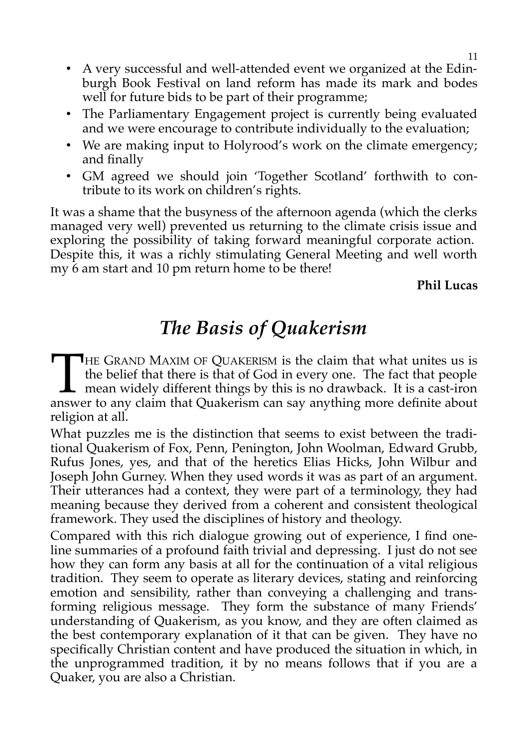- A very successful and well-attended event we organized at the Edinburgh Book Festival on land reform has made its mark and bodes well for future bids to be part of their programme;
- The Parliamentary Engagement project is currently being evaluated and we were encourage to contribute individually to the evaluation;
- We are making input to Holyrood's work on the climate emergency; and finally
- GM agreed we should join 'Together Scotland' forthwith to contribute to its work on children's rights.

It was a shame that the busyness of the afternoon agenda (which the clerks managed very well) prevented us returning to the climate crisis issue and exploring the possibility of taking forward meaningful corporate action. Despite this, it was a richly stimulating General Meeting and well worth my 6 am start and 10 pm return home to be there!

**Phil Lucas**

# *The Basis of Quakerism*

THE GRAND MAXIM OF QUAKERISM is the claim that what unites us is the belief that there is that of God in every one. The fact that people mean widely different things by this is no drawback. It is a cast-iron answer to any claim that Quakerism can say anything more definite about religion at all.

What puzzles me is the distinction that seems to exist between the traditional Quakerism of Fox, Penn, Penington, John Woolman, Edward Grubb, Rufus Jones, yes, and that of the heretics Elias Hicks, John Wilbur and Joseph John Gurney. When they used words it was as part of an argument. Their utterances had a context, they were part of a terminology, they had meaning because they derived from a coherent and consistent theological framework. They used the disciplines of history and theology.

Compared with this rich dialogue growing out of experience, I find one-line summaries of a profound faith trivial and depressing. I just do not see how they can form any basis at all for the continuation of a vital religious tradition. They seem to operate as literary devices, stating and reinforcing emotion and sensibility, rather than conveying a challenging and transforming religious message. They form the substance of many Friends' understanding of Quakerism, as you know, and they are often claimed as the best contemporary explanation of it that can be given. They have no specifically Christian content and have produced the situation in which, in the unprogrammed tradition, it by no means follows that if you are a Quaker, you are also a Christian.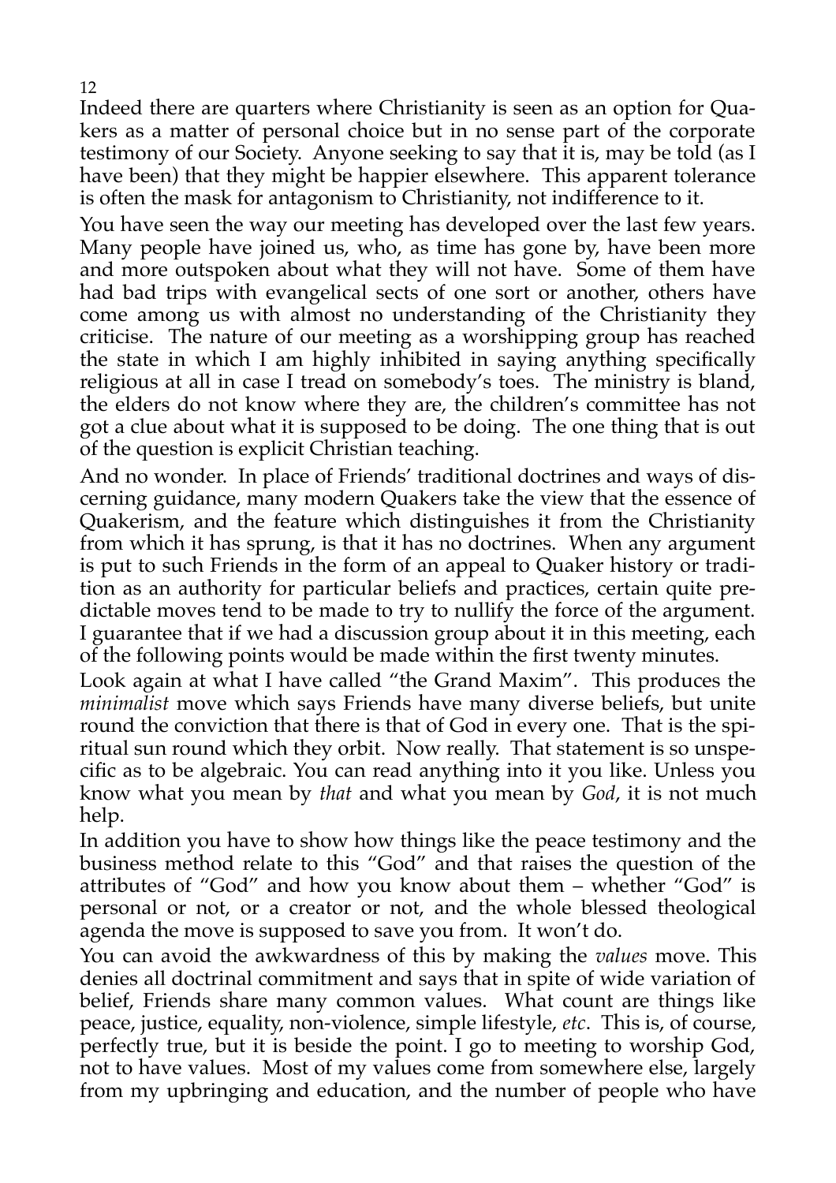Indeed there are quarters where Christianity is seen as an option for Quakers as a matter of personal choice but in no sense part of the corporate testimony of our Society. Anyone seeking to say that it is, may be told (as I have been) that they might be happier elsewhere. This apparent tolerance is often the mask for antagonism to Christianity, not indifference to it.

You have seen the way our meeting has developed over the last few years. Many people have joined us, who, as time has gone by, have been more and more outspoken about what they will not have. Some of them have had bad trips with evangelical sects of one sort or another, others have come among us with almost no understanding of the Christianity they criticise. The nature of our meeting as a worshipping group has reached the state in which I am highly inhibited in saying anything specifically religious at all in case I tread on somebody's toes. The ministry is bland, the elders do not know where they are, the children's committee has not got a clue about what it is supposed to be doing. The one thing that is out of the question is explicit Christian teaching.

And no wonder. In place of Friends' traditional doctrines and ways of discerning guidance, many modern Quakers take the view that the essence of Quakerism, and the feature which distinguishes it from the Christianity from which it has sprung, is that it has no doctrines. When any argument is put to such Friends in the form of an appeal to Quaker history or tradition as an authority for particular beliefs and practices, certain quite predictable moves tend to be made to try to nullify the force of the argument. I guarantee that if we had a discussion group about it in this meeting, each of the following points would be made within the first twenty minutes.

Look again at what I have called "the Grand Maxim". This produces the *minimalist* move which says Friends have many diverse beliefs, but unite round the conviction that there is that of God in every one. That is the spiritual sun round which they orbit. Now really. That statement is so unspecific as to be algebraic. You can read anything into it you like. Unless you know what you mean by *that* and what you mean by *God*, it is not much help.

In addition you have to show how things like the peace testimony and the business method relate to this "God" and that raises the question of the attributes of "God" and how you know about them – whether "God" is personal or not, or a creator or not, and the whole blessed theological agenda the move is supposed to save you from. It won't do.

You can avoid the awkwardness of this by making the *values* move. This denies all doctrinal commitment and says that in spite of wide variation of belief, Friends share many common values. What count are things like peace, justice, equality, non-violence, simple lifestyle, *etc*. This is, of course, perfectly true, but it is beside the point. I go to meeting to worship God, not to have values. Most of my values come from somewhere else, largely from my upbringing and education, and the number of people who have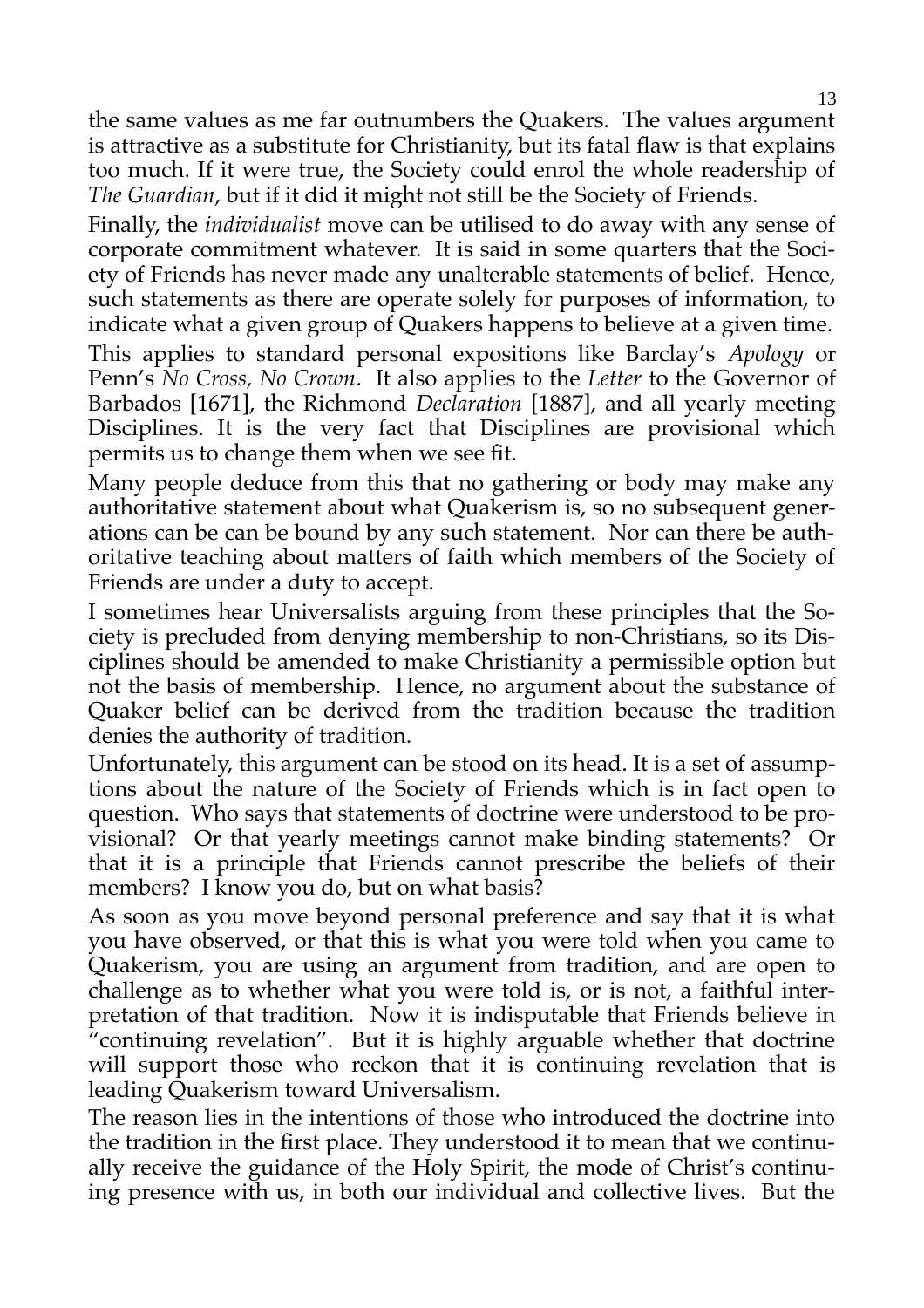the same values as me far outnumbers the Quakers. The values argument is attractive as a substitute for Christianity, but its fatal flaw is that explains too much. If it were true, the Society could enrol the whole readership of *The Guardian*, but if it did it might not still be the Society of Friends.

Finally, the *individualist* move can be utilised to do away with any sense of corporate commitment whatever. It is said in some quarters that the Society of Friends has never made any unalterable statements of belief. Hence, such statements as there are operate solely for purposes of information, to indicate what a given group of Quakers happens to believe at a given time.

This applies to standard personal expositions like Barclay's *Apology* or Penn's *No Cross, No Crown*. It also applies to the *Letter* to the Governor of Barbados [1671], the Richmond *Declaration* [1887], and all yearly meeting Disciplines. It is the very fact that Disciplines are provisional which permits us to change them when we see fit.

Many people deduce from this that no gathering or body may make any authoritative statement about what Quakerism is, so no subsequent generations can be can be bound by any such statement. Nor can there be authoritative teaching about matters of faith which members of the Society of Friends are under a duty to accept.

I sometimes hear Universalists arguing from these principles that the Society is precluded from denying membership to non-Christians, so its Disciplines should be amended to make Christianity a permissible option but not the basis of membership. Hence, no argument about the substance of Quaker belief can be derived from the tradition because the tradition denies the authority of tradition.

Unfortunately, this argument can be stood on its head. It is a set of assumptions about the nature of the Society of Friends which is in fact open to question. Who says that statements of doctrine were understood to be provisional? Or that yearly meetings cannot make binding statements? Or that it is a principle that Friends cannot prescribe the beliefs of their members? I know you do, but on what basis?

As soon as you move beyond personal preference and say that it is what you have observed, or that this is what you were told when you came to Quakerism, you are using an argument from tradition, and are open to challenge as to whether what you were told is, or is not, a faithful interpretation of that tradition. Now it is indisputable that Friends believe in "continuing revelation". But it is highly arguable whether that doctrine will support those who reckon that it is continuing revelation that is leading Quakerism toward Universalism.

The reason lies in the intentions of those who introduced the doctrine into the tradition in the first place. They understood it to mean that we continually receive the guidance of the Holy Spirit, the mode of Christ's continuing presence with us, in both our individual and collective lives. But the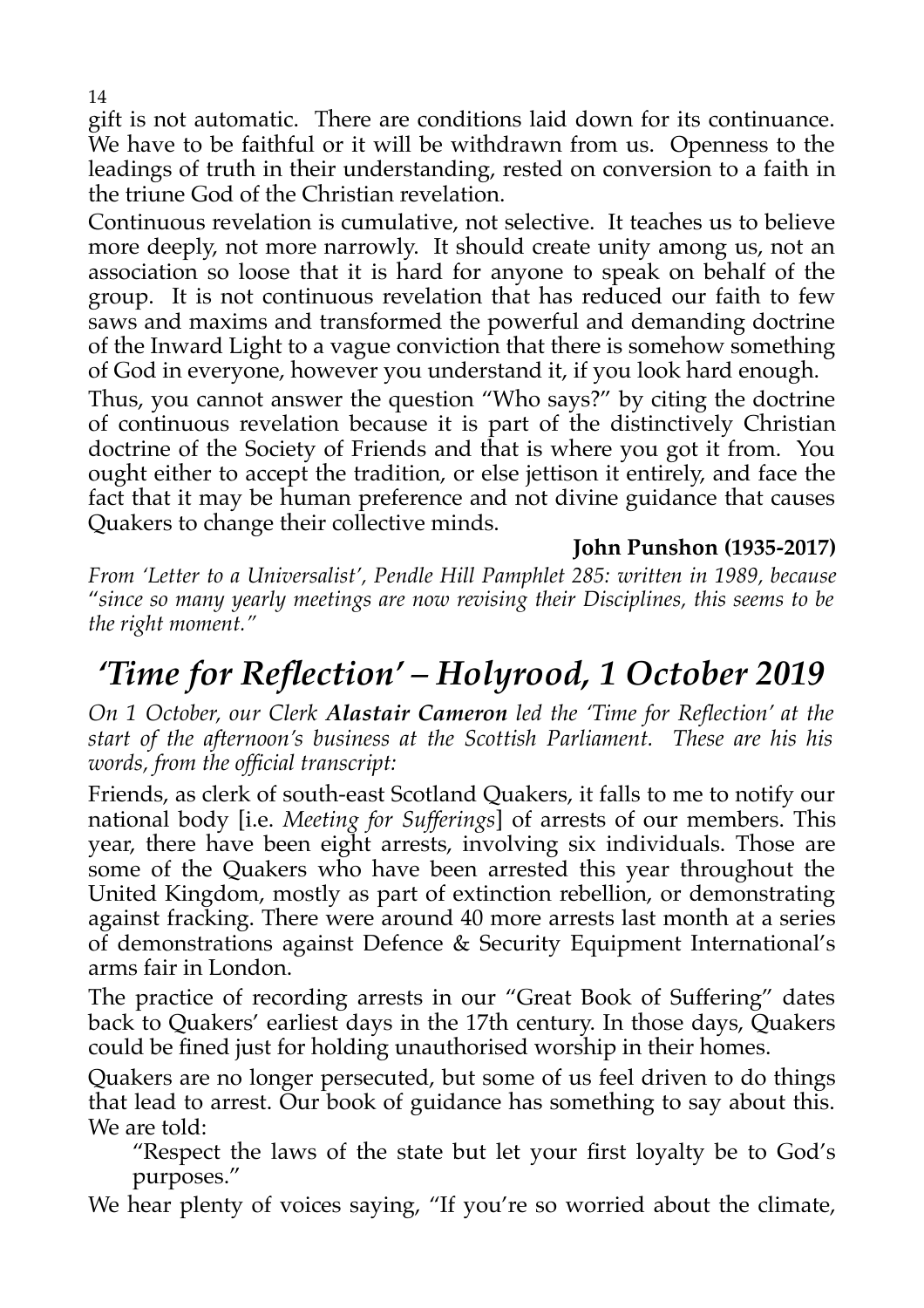gift is not automatic. There are conditions laid down for its continuance. We have to be faithful or it will be withdrawn from us. Openness to the leadings of truth in their understanding, rested on conversion to a faith in the triune God of the Christian revelation.

Continuous revelation is cumulative, not selective. It teaches us to believe more deeply, not more narrowly. It should create unity among us, not an association so loose that it is hard for anyone to speak on behalf of the group. It is not continuous revelation that has reduced our faith to few saws and maxims and transformed the powerful and demanding doctrine of the Inward Light to a vague conviction that there is somehow something of God in everyone, however you understand it, if you look hard enough.

Thus, you cannot answer the question "Who says?" by citing the doctrine of continuous revelation because it is part of the distinctively Christian doctrine of the Society of Friends and that is where you got it from. You ought either to accept the tradition, or else jettison it entirely, and face the fact that it may be human preference and not divine guidance that causes Quakers to change their collective minds.

**John Punshon (1935-2017)**

*From 'Letter to a Universalist', Pendle Hill Pamphlet 285: written in 1989, because "since so many yearly meetings are now revising their Disciplines, this seems to be the right moment."*

# *'Time for Reflection' – Holyrood, 1 October 2019*

*On 1 October, our Clerk **Alastair Cameron** led the 'Time for Reflection' at the start of the afternoon's business at the Scottish Parliament. These are his his words, from the official transcript:*

Friends, as clerk of south-east Scotland Quakers, it falls to me to notify our national body [i.e. *Meeting for Sufferings*] of arrests of our members. This year, there have been eight arrests, involving six individuals. Those are some of the Quakers who have been arrested this year throughout the United Kingdom, mostly as part of extinction rebellion, or demonstrating against fracking. There were around 40 more arrests last month at a series of demonstrations against Defence & Security Equipment International's arms fair in London.

The practice of recording arrests in our "Great Book of Suffering" dates back to Quakers' earliest days in the 17th century. In those days, Quakers could be fined just for holding unauthorised worship in their homes.

Quakers are no longer persecuted, but some of us feel driven to do things that lead to arrest. Our book of guidance has something to say about this. We are told:

> "Respect the laws of the state but let your first loyalty be to God's purposes."

We hear plenty of voices saying, "If you're so worried about the climate,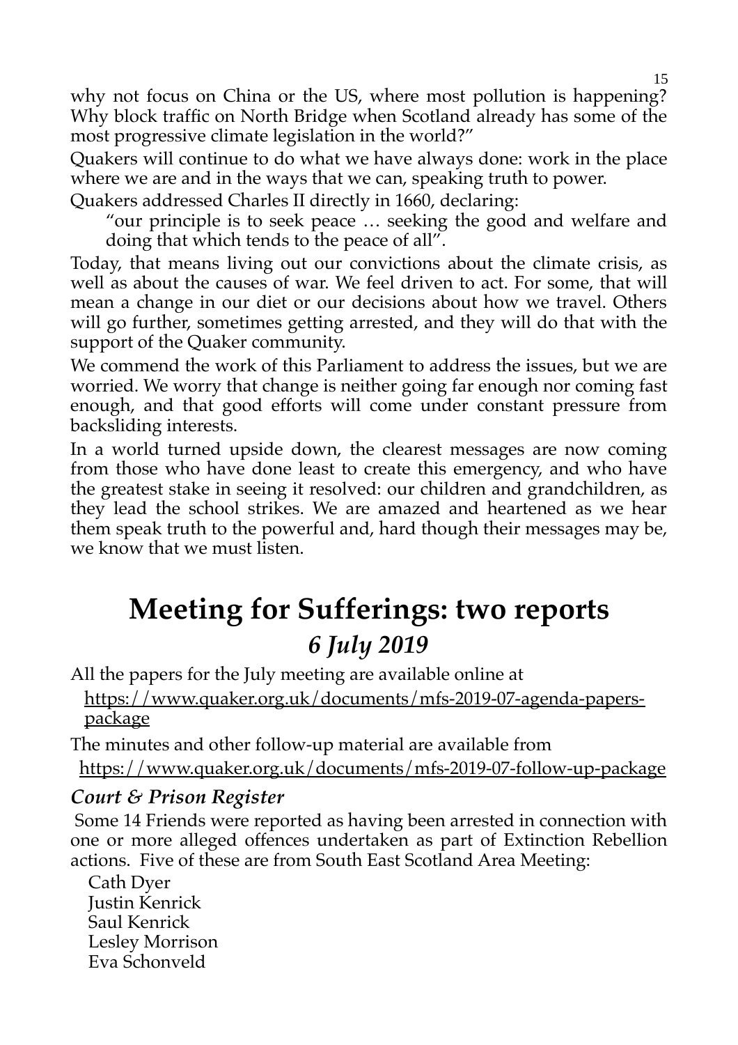why not focus on China or the US, where most pollution is happening? Why block traffic on North Bridge when Scotland already has some of the most progressive climate legislation in the world?"

Quakers will continue to do what we have always done: work in the place where we are and in the ways that we can, speaking truth to power.

Quakers addressed Charles II directly in 1660, declaring:

> "our principle is to seek peace … seeking the good and welfare and doing that which tends to the peace of all".

Today, that means living out our convictions about the climate crisis, as well as about the causes of war. We feel driven to act. For some, that will mean a change in our diet or our decisions about how we travel. Others will go further, sometimes getting arrested, and they will do that with the support of the Quaker community.

We commend the work of this Parliament to address the issues, but we are worried. We worry that change is neither going far enough nor coming fast enough, and that good efforts will come under constant pressure from backsliding interests.

In a world turned upside down, the clearest messages are now coming from those who have done least to create this emergency, and who have the greatest stake in seeing it resolved: our children and grandchildren, as they lead the school strikes. We are amazed and heartened as we hear them speak truth to the powerful and, hard though their messages may be, we know that we must listen.

# Meeting for Sufferings: two reports

## *6 July 2019*

All the papers for the July meeting are available online at

https://www.quaker.org.uk/documents/mfs-2019-07-agenda-papers-package

The minutes and other follow-up material are available from

https://www.quaker.org.uk/documents/mfs-2019-07-follow-up-package

### *Court & Prison Register*

Some 14 Friends were reported as having been arrested in connection with one or more alleged offences undertaken as part of Extinction Rebellion actions. Five of these are from South East Scotland Area Meeting:

Cath Dyer  
Justin Kenrick  
Saul Kenrick  
Lesley Morrison  
Eva Schonveld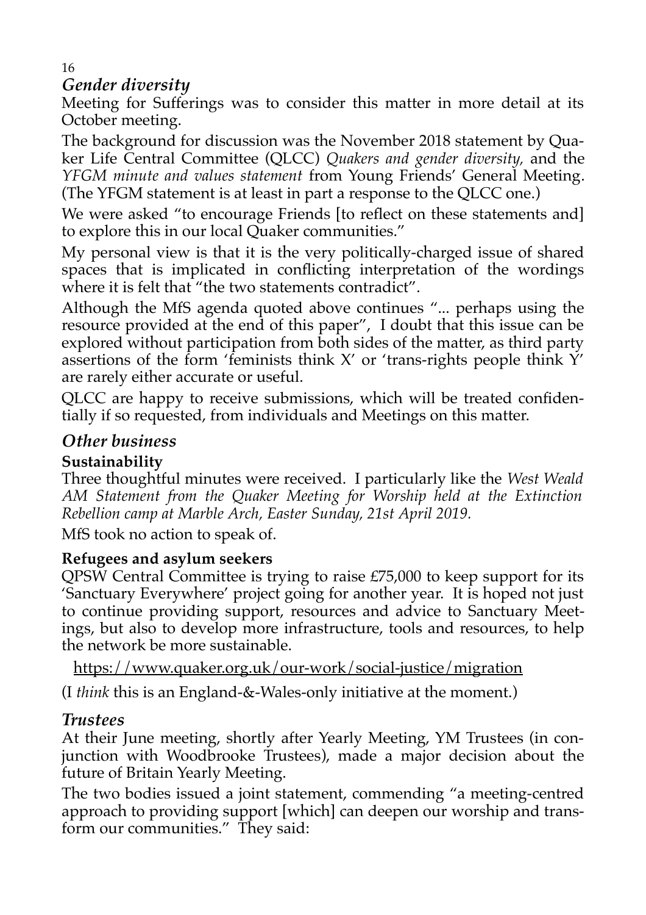## *Gender diversity*

Meeting for Sufferings was to consider this matter in more detail at its October meeting.

The background for discussion was the November 2018 statement by Quaker Life Central Committee (QLCC) *Quakers and gender diversity,* and the *YFGM minute and values statement* from Young Friends' General Meeting. (The YFGM statement is at least in part a response to the QLCC one.)

We were asked "to encourage Friends [to reflect on these statements and] to explore this in our local Quaker communities."

My personal view is that it is the very politically-charged issue of shared spaces that is implicated in conflicting interpretation of the wordings where it is felt that "the two statements contradict".

Although the MfS agenda quoted above continues "... perhaps using the resource provided at the end of this paper", I doubt that this issue can be explored without participation from both sides of the matter, as third party assertions of the form 'feminists think X' or 'trans-rights people think Y' are rarely either accurate or useful.

QLCC are happy to receive submissions, which will be treated confidentially if so requested, from individuals and Meetings on this matter.

## *Other business*

**Sustainability**

Three thoughtful minutes were received. I particularly like the *West Weald AM Statement from the Quaker Meeting for Worship held at the Extinction Rebellion camp at Marble Arch, Easter Sunday, 21st April 2019.*

MfS took no action to speak of.

**Refugees and asylum seekers**

QPSW Central Committee is trying to raise £75,000 to keep support for its 'Sanctuary Everywhere' project going for another year. It is hoped not just to continue providing support, resources and advice to Sanctuary Meetings, but also to develop more infrastructure, tools and resources, to help the network be more sustainable.

https://www.quaker.org.uk/our-work/social-justice/migration

(I *think* this is an England-&-Wales-only initiative at the moment.)

## *Trustees*

At their June meeting, shortly after Yearly Meeting, YM Trustees (in conjunction with Woodbrooke Trustees), made a major decision about the future of Britain Yearly Meeting.

The two bodies issued a joint statement, commending "a meeting-centred approach to providing support [which] can deepen our worship and transform our communities." They said: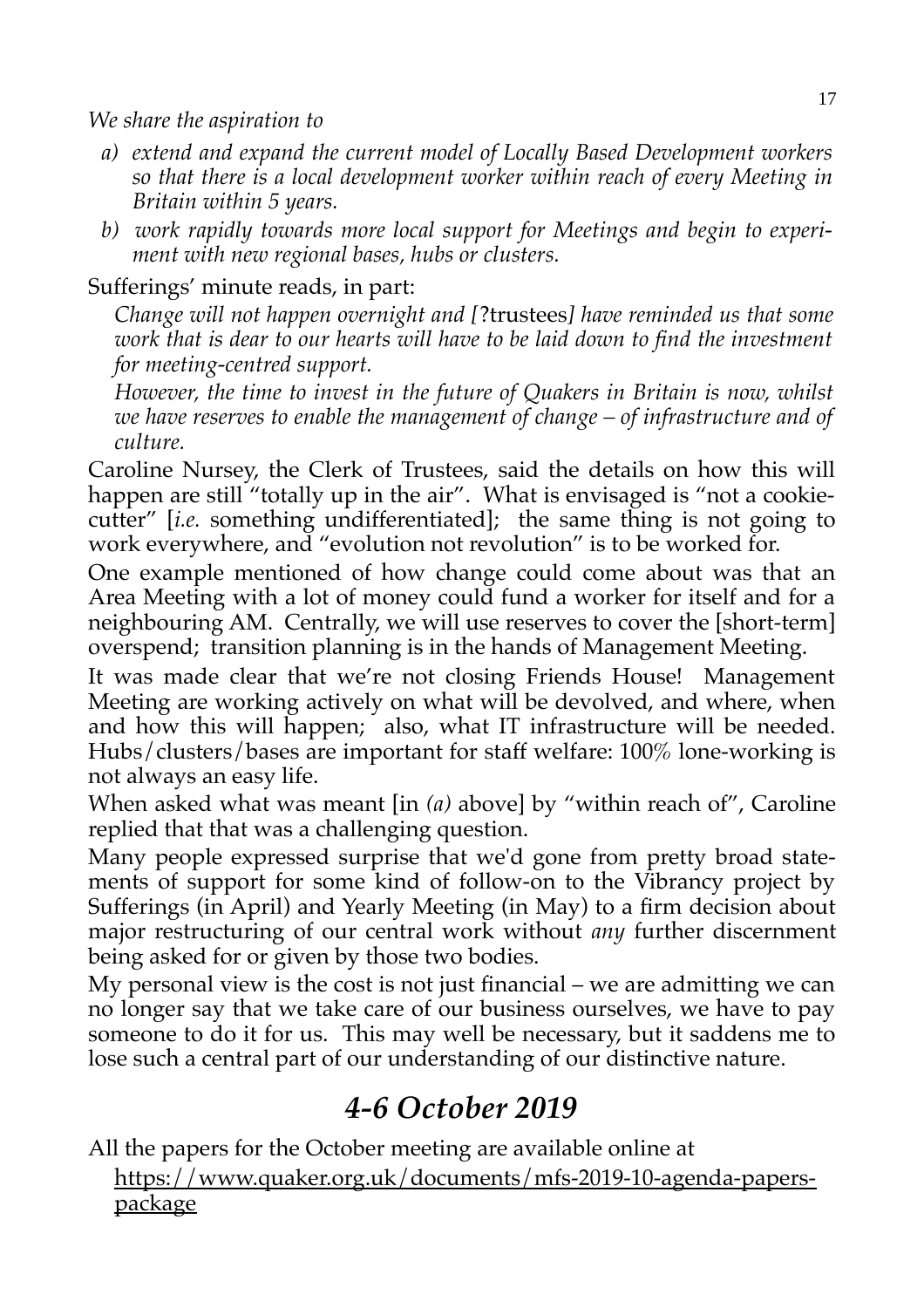*We share the aspiration to*

*a) extend and expand the current model of Locally Based Development workers so that there is a local development worker within reach of every Meeting in Britain within 5 years.*

*b) work rapidly towards more local support for Meetings and begin to experiment with new regional bases, hubs or clusters.*

Sufferings' minute reads, in part:

*Change will not happen overnight and [*?trustees*] have reminded us that some work that is dear to our hearts will have to be laid down to find the investment for meeting-centred support.*

*However, the time to invest in the future of Quakers in Britain is now, whilst we have reserves to enable the management of change – of infrastructure and of culture.*

Caroline Nursey, the Clerk of Trustees, said the details on how this will happen are still "totally up in the air". What is envisaged is "not a cookie-cutter" [*i.e.* something undifferentiated]; the same thing is not going to work everywhere, and "evolution not revolution" is to be worked for.

One example mentioned of how change could come about was that an Area Meeting with a lot of money could fund a worker for itself and for a neighbouring AM. Centrally, we will use reserves to cover the [short-term] overspend; transition planning is in the hands of Management Meeting.

It was made clear that we're not closing Friends House! Management Meeting are working actively on what will be devolved, and where, when and how this will happen; also, what IT infrastructure will be needed. Hubs/clusters/bases are important for staff welfare: 100% lone-working is not always an easy life.

When asked what was meant [in *(a)* above] by "within reach of", Caroline replied that that was a challenging question.

Many people expressed surprise that we'd gone from pretty broad statements of support for some kind of follow-on to the Vibrancy project by Sufferings (in April) and Yearly Meeting (in May) to a firm decision about major restructuring of our central work without *any* further discernment being asked for or given by those two bodies.

My personal view is the cost is not just financial – we are admitting we can no longer say that we take care of our business ourselves, we have to pay someone to do it for us. This may well be necessary, but it saddens me to lose such a central part of our understanding of our distinctive nature.

## *4-6 October 2019*

All the papers for the October meeting are available online at

https://www.quaker.org.uk/documents/mfs-2019-10-agenda-papers-package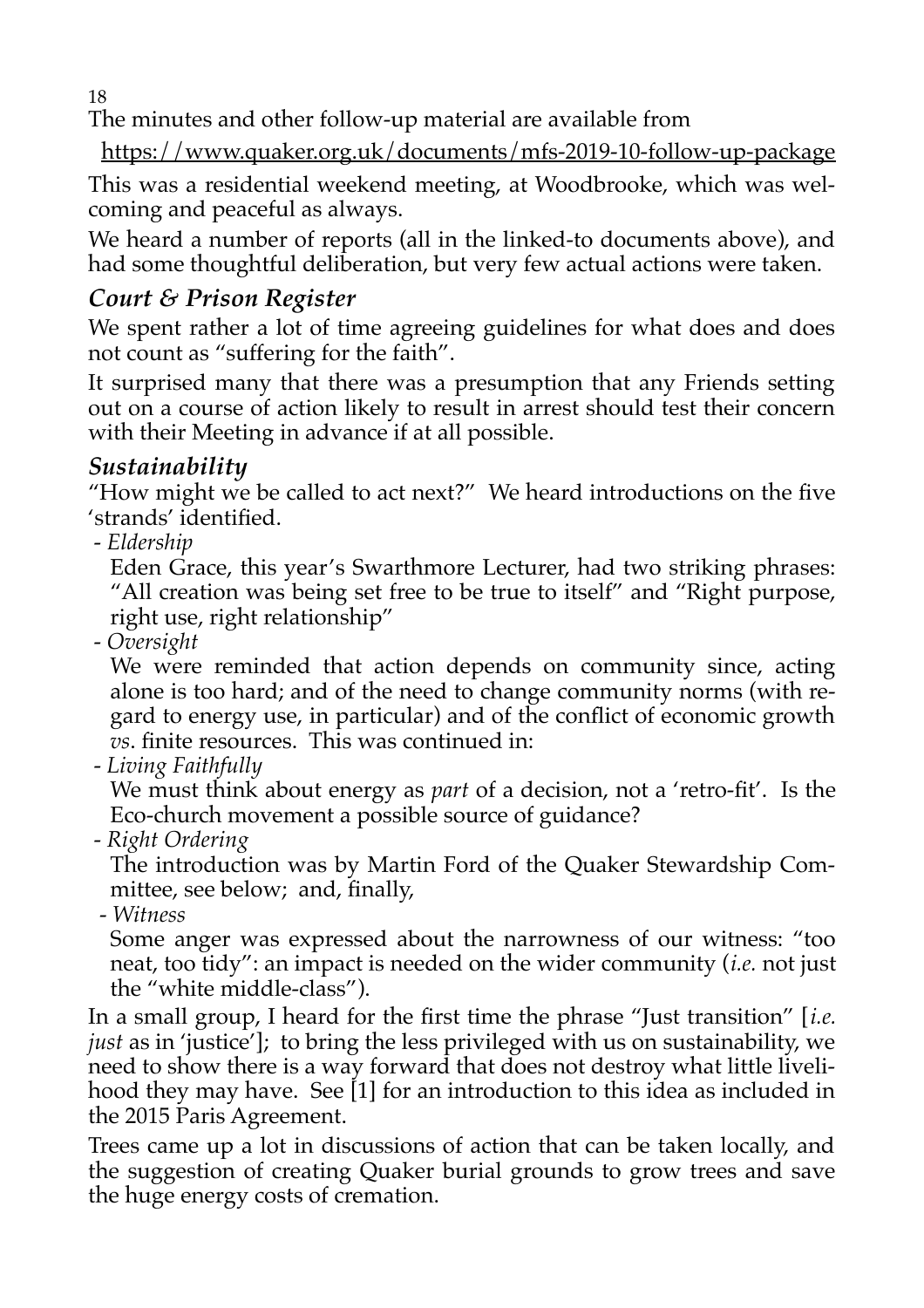The minutes and other follow-up material are available from

https://www.quaker.org.uk/documents/mfs-2019-10-follow-up-package

This was a residential weekend meeting, at Woodbrooke, which was welcoming and peaceful as always.

We heard a number of reports (all in the linked-to documents above), and had some thoughtful deliberation, but very few actual actions were taken.

### *Court & Prison Register*

We spent rather a lot of time agreeing guidelines for what does and does not count as "suffering for the faith".

It surprised many that there was a presumption that any Friends setting out on a course of action likely to result in arrest should test their concern with their Meeting in advance if at all possible.

### *Sustainability*

"How might we be called to act next?" We heard introductions on the five 'strands' identified.

- *Eldership*

  Eden Grace, this year's Swarthmore Lecturer, had two striking phrases: "All creation was being set free to be true to itself" and "Right purpose, right use, right relationship"

- *Oversight*

  We were reminded that action depends on community since, acting alone is too hard; and of the need to change community norms (with regard to energy use, in particular) and of the conflict of economic growth *vs*. finite resources. This was continued in:

- *Living Faithfully*

  We must think about energy as *part* of a decision, not a 'retro-fit'. Is the Eco-church movement a possible source of guidance?

- *Right Ordering*

  The introduction was by Martin Ford of the Quaker Stewardship Committee, see below; and, finally,

- *Witness*

  Some anger was expressed about the narrowness of our witness: "too neat, too tidy": an impact is needed on the wider community (*i.e.* not just the "white middle-class").

In a small group, I heard for the first time the phrase "Just transition" [*i.e. just* as in 'justice']; to bring the less privileged with us on sustainability, we need to show there is a way forward that does not destroy what little livelihood they may have. See [1] for an introduction to this idea as included in the 2015 Paris Agreement.

Trees came up a lot in discussions of action that can be taken locally, and the suggestion of creating Quaker burial grounds to grow trees and save the huge energy costs of cremation.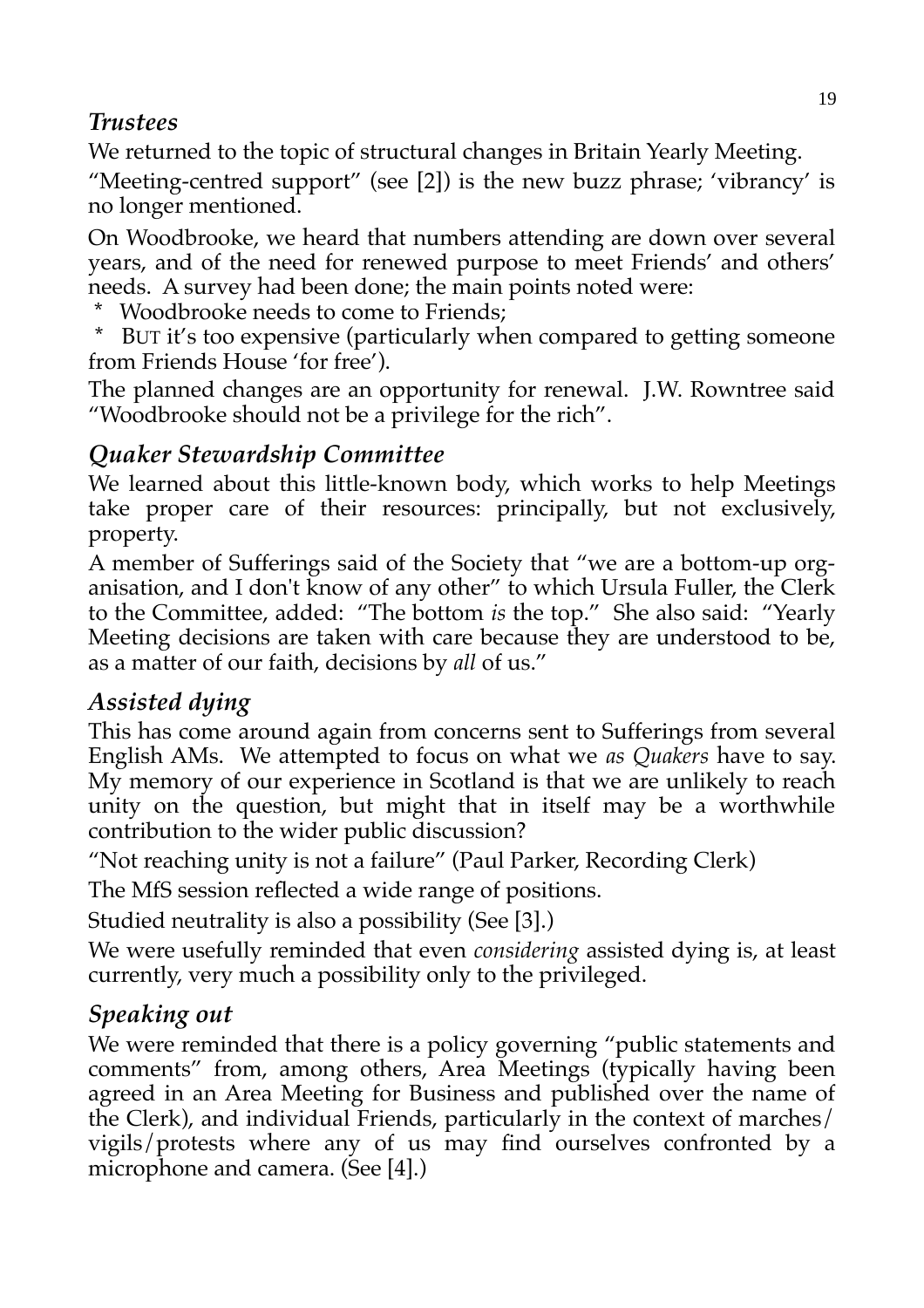### *Trustees*

We returned to the topic of structural changes in Britain Yearly Meeting.

"Meeting-centred support" (see [2]) is the new buzz phrase; 'vibrancy' is no longer mentioned.

On Woodbrooke, we heard that numbers attending are down over several years, and of the need for renewed purpose to meet Friends' and others' needs. A survey had been done; the main points noted were:

\* Woodbrooke needs to come to Friends;

\* BUT it's too expensive (particularly when compared to getting someone from Friends House 'for free').

The planned changes are an opportunity for renewal. J.W. Rowntree said "Woodbrooke should not be a privilege for the rich".

### *Quaker Stewardship Committee*

We learned about this little-known body, which works to help Meetings take proper care of their resources: principally, but not exclusively, property.

A member of Sufferings said of the Society that "we are a bottom-up organisation, and I don't know of any other" to which Ursula Fuller, the Clerk to the Committee, added: "The bottom *is* the top." She also said: "Yearly Meeting decisions are taken with care because they are understood to be, as a matter of our faith, decisions by *all* of us."

### *Assisted dying*

This has come around again from concerns sent to Sufferings from several English AMs. We attempted to focus on what we *as Quakers* have to say. My memory of our experience in Scotland is that we are unlikely to reach unity on the question, but might that in itself may be a worthwhile contribution to the wider public discussion?

"Not reaching unity is not a failure" (Paul Parker, Recording Clerk)

The MfS session reflected a wide range of positions.

Studied neutrality is also a possibility (See [3].)

We were usefully reminded that even *considering* assisted dying is, at least currently, very much a possibility only to the privileged.

### *Speaking out*

We were reminded that there is a policy governing "public statements and comments" from, among others, Area Meetings (typically having been agreed in an Area Meeting for Business and published over the name of the Clerk), and individual Friends, particularly in the context of marches/vigils/protests where any of us may find ourselves confronted by a microphone and camera. (See [4].)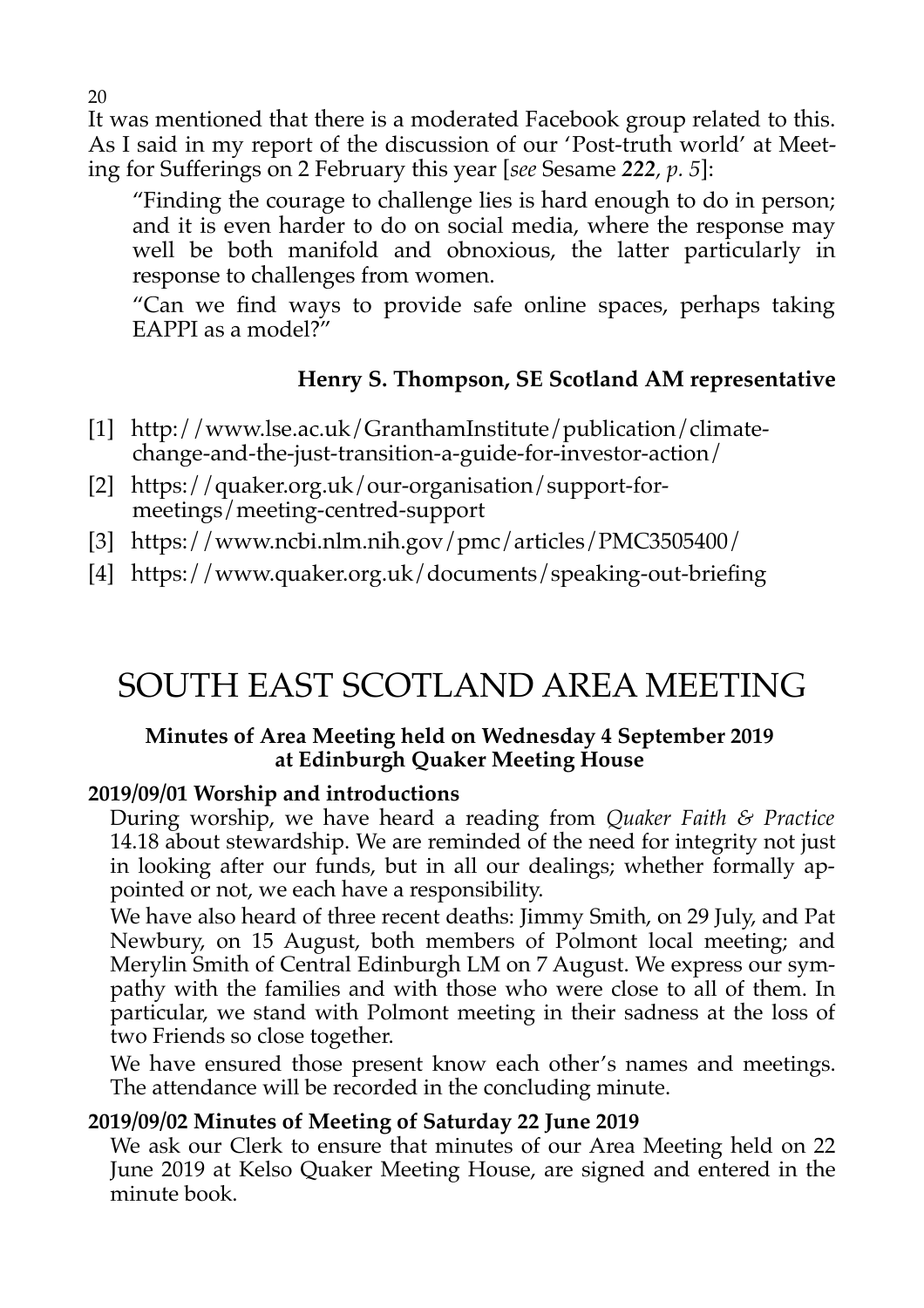It was mentioned that there is a moderated Facebook group related to this. As I said in my report of the discussion of our 'Post-truth world' at Meeting for Sufferings on 2 February this year [*see* Sesame *222*, *p. 5*]:

> "Finding the courage to challenge lies is hard enough to do in person; and it is even harder to do on social media, where the response may well be both manifold and obnoxious, the latter particularly in response to challenges from women.
>
> "Can we find ways to provide safe online spaces, perhaps taking EAPPI as a model?"

**Henry S. Thompson, SE Scotland AM representative**

[1] http://www.lse.ac.uk/GranthamInstitute/publication/climate-change-and-the-just-transition-a-guide-for-investor-action/

[2] https://quaker.org.uk/our-organisation/support-for-meetings/meeting-centred-support

[3] https://www.ncbi.nlm.nih.gov/pmc/articles/PMC3505400/

[4] https://www.quaker.org.uk/documents/speaking-out-briefing

# SOUTH EAST SCOTLAND AREA MEETING

**Minutes of Area Meeting held on Wednesday 4 September 2019 at Edinburgh Quaker Meeting House**

**2019/09/01 Worship and introductions**

During worship, we have heard a reading from *Quaker Faith & Practice* 14.18 about stewardship. We are reminded of the need for integrity not just in looking after our funds, but in all our dealings; whether formally appointed or not, we each have a responsibility.

We have also heard of three recent deaths: Jimmy Smith, on 29 July, and Pat Newbury, on 15 August, both members of Polmont local meeting; and Merylin Smith of Central Edinburgh LM on 7 August. We express our sympathy with the families and with those who were close to all of them. In particular, we stand with Polmont meeting in their sadness at the loss of two Friends so close together.

We have ensured those present know each other's names and meetings. The attendance will be recorded in the concluding minute.

**2019/09/02 Minutes of Meeting of Saturday 22 June 2019**

We ask our Clerk to ensure that minutes of our Area Meeting held on 22 June 2019 at Kelso Quaker Meeting House, are signed and entered in the minute book.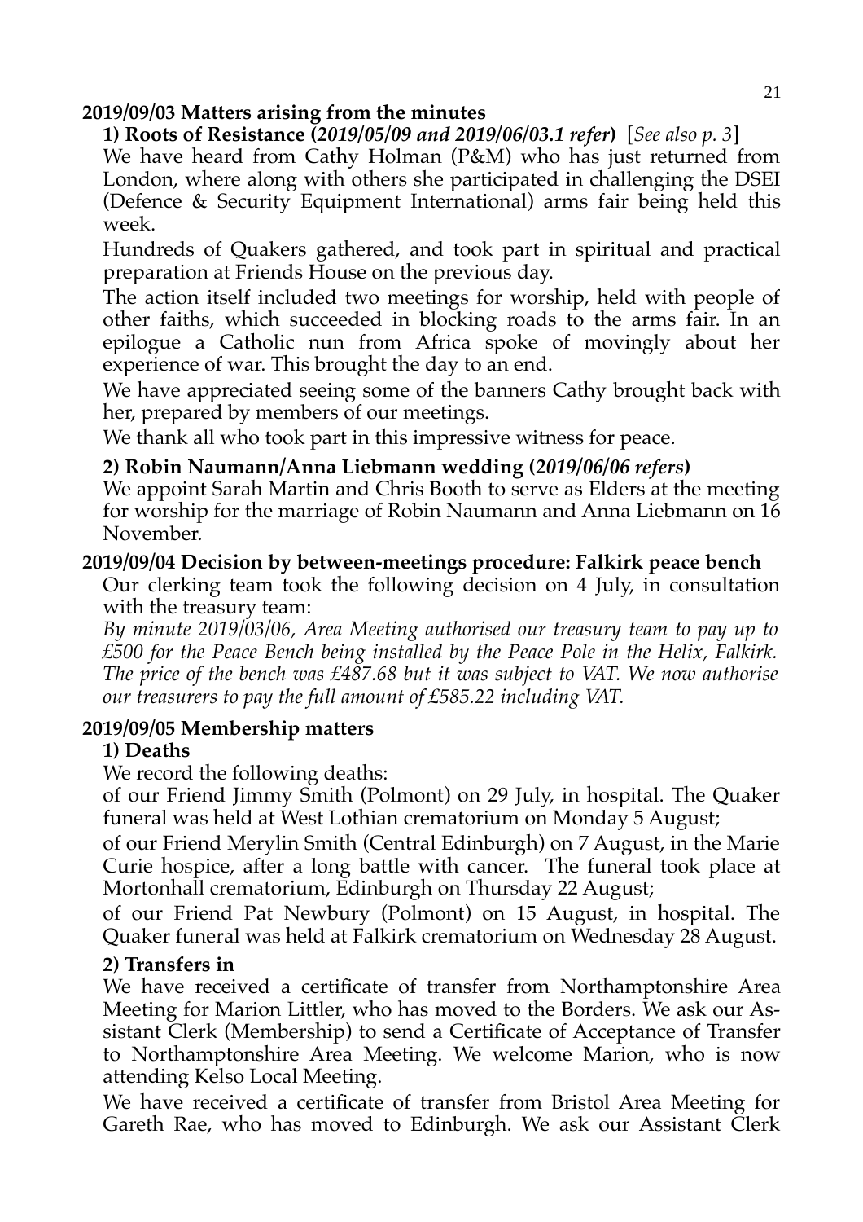## 2019/09/03 Matters arising from the minutes

### 1) Roots of Resistance (*2019/05/09 and 2019/06/03.1 refer*) [*See also p. 3*]

We have heard from Cathy Holman (P&M) who has just returned from London, where along with others she participated in challenging the DSEI (Defence & Security Equipment International) arms fair being held this week.

Hundreds of Quakers gathered, and took part in spiritual and practical preparation at Friends House on the previous day.

The action itself included two meetings for worship, held with people of other faiths, which succeeded in blocking roads to the arms fair. In an epilogue a Catholic nun from Africa spoke of movingly about her experience of war. This brought the day to an end.

We have appreciated seeing some of the banners Cathy brought back with her, prepared by members of our meetings.

We thank all who took part in this impressive witness for peace.

### 2) Robin Naumann/Anna Liebmann wedding (*2019/06/06 refers*)

We appoint Sarah Martin and Chris Booth to serve as Elders at the meeting for worship for the marriage of Robin Naumann and Anna Liebmann on 16 November.

## 2019/09/04 Decision by between-meetings procedure: Falkirk peace bench

Our clerking team took the following decision on 4 July, in consultation with the treasury team:

*By minute 2019/03/06, Area Meeting authorised our treasury team to pay up to £500 for the Peace Bench being installed by the Peace Pole in the Helix, Falkirk. The price of the bench was £487.68 but it was subject to VAT. We now authorise our treasurers to pay the full amount of £585.22 including VAT.*

## 2019/09/05 Membership matters

### 1) Deaths

We record the following deaths:

of our Friend Jimmy Smith (Polmont) on 29 July, in hospital. The Quaker funeral was held at West Lothian crematorium on Monday 5 August;

of our Friend Merylin Smith (Central Edinburgh) on 7 August, in the Marie Curie hospice, after a long battle with cancer. The funeral took place at Mortonhall crematorium, Edinburgh on Thursday 22 August;

of our Friend Pat Newbury (Polmont) on 15 August, in hospital. The Quaker funeral was held at Falkirk crematorium on Wednesday 28 August.

### 2) Transfers in

We have received a certificate of transfer from Northamptonshire Area Meeting for Marion Littler, who has moved to the Borders. We ask our Assistant Clerk (Membership) to send a Certificate of Acceptance of Transfer to Northamptonshire Area Meeting. We welcome Marion, who is now attending Kelso Local Meeting.

We have received a certificate of transfer from Bristol Area Meeting for Gareth Rae, who has moved to Edinburgh. We ask our Assistant Clerk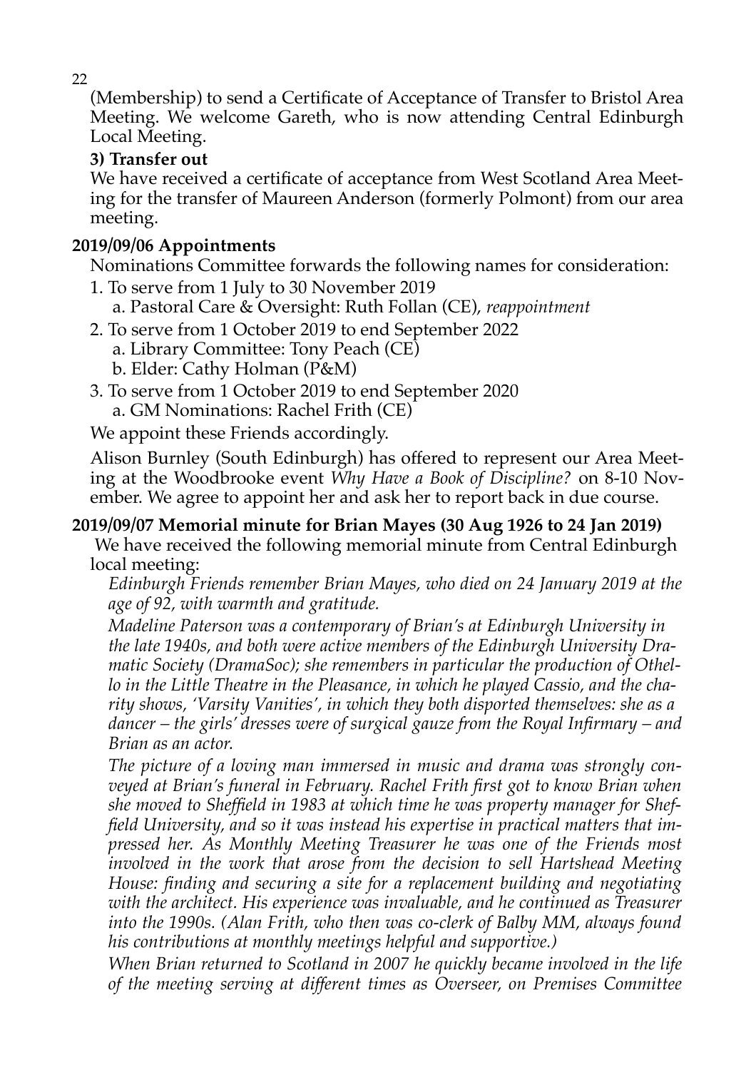(Membership) to send a Certificate of Acceptance of Transfer to Bristol Area Meeting. We welcome Gareth, who is now attending Central Edinburgh Local Meeting.

**3) Transfer out**

We have received a certificate of acceptance from West Scotland Area Meeting for the transfer of Maureen Anderson (formerly Polmont) from our area meeting.

**2019/09/06 Appointments**

Nominations Committee forwards the following names for consideration:

1. To serve from 1 July to 30 November 2019
   a. Pastoral Care & Oversight: Ruth Follan (CE), *reappointment*
2. To serve from 1 October 2019 to end September 2022
   a. Library Committee: Tony Peach (CE)
   b. Elder: Cathy Holman (P&M)
3. To serve from 1 October 2019 to end September 2020
   a. GM Nominations: Rachel Frith (CE)

We appoint these Friends accordingly.

Alison Burnley (South Edinburgh) has offered to represent our Area Meeting at the Woodbrooke event *Why Have a Book of Discipline?* on 8-10 November. We agree to appoint her and ask her to report back in due course.

**2019/09/07 Memorial minute for Brian Mayes (30 Aug 1926 to 24 Jan 2019)**

We have received the following memorial minute from Central Edinburgh local meeting:

*Edinburgh Friends remember Brian Mayes, who died on 24 January 2019 at the age of 92, with warmth and gratitude.*

*Madeline Paterson was a contemporary of Brian's at Edinburgh University in the late 1940s, and both were active members of the Edinburgh University Dramatic Society (DramaSoc); she remembers in particular the production of Othello in the Little Theatre in the Pleasance, in which he played Cassio, and the charity shows, 'Varsity Vanities', in which they both disported themselves: she as a dancer – the girls' dresses were of surgical gauze from the Royal Infirmary – and Brian as an actor.*

*The picture of a loving man immersed in music and drama was strongly conveyed at Brian's funeral in February. Rachel Frith first got to know Brian when she moved to Sheffield in 1983 at which time he was property manager for Sheffield University, and so it was instead his expertise in practical matters that impressed her. As Monthly Meeting Treasurer he was one of the Friends most involved in the work that arose from the decision to sell Hartshead Meeting House: finding and securing a site for a replacement building and negotiating with the architect. His experience was invaluable, and he continued as Treasurer into the 1990s. (Alan Frith, who then was co-clerk of Balby MM, always found his contributions at monthly meetings helpful and supportive.)*

*When Brian returned to Scotland in 2007 he quickly became involved in the life of the meeting serving at different times as Overseer, on Premises Committee*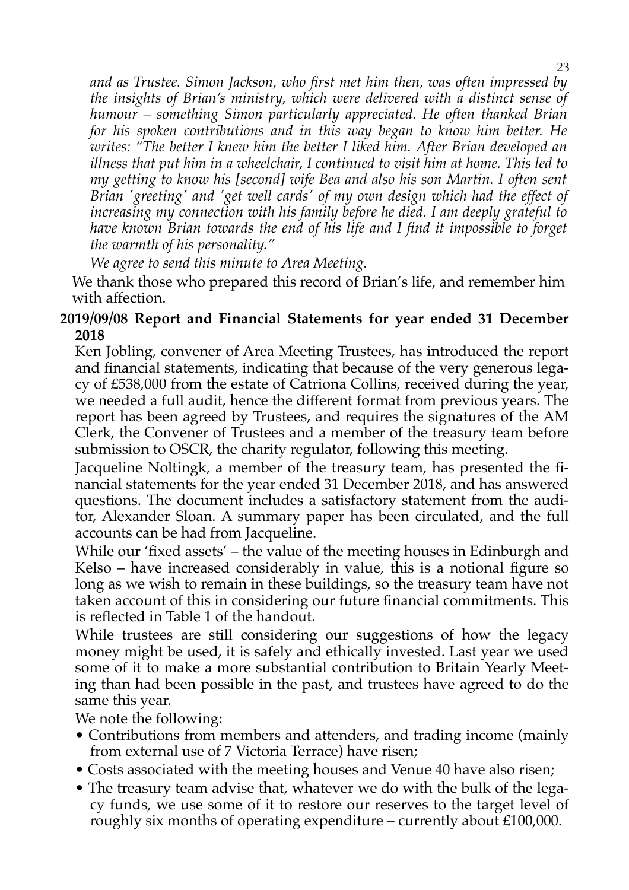*and as Trustee. Simon Jackson, who first met him then, was often impressed by the insights of Brian's ministry, which were delivered with a distinct sense of humour – something Simon particularly appreciated. He often thanked Brian for his spoken contributions and in this way began to know him better. He writes: "The better I knew him the better I liked him. After Brian developed an illness that put him in a wheelchair, I continued to visit him at home. This led to my getting to know his [second] wife Bea and also his son Martin. I often sent Brian 'greeting' and 'get well cards' of my own design which had the effect of increasing my connection with his family before he died. I am deeply grateful to have known Brian towards the end of his life and I find it impossible to forget the warmth of his personality."*

*We agree to send this minute to Area Meeting.*

We thank those who prepared this record of Brian's life, and remember him with affection.

**2019/09/08 Report and Financial Statements for year ended 31 December 2018**

Ken Jobling, convener of Area Meeting Trustees, has introduced the report and financial statements, indicating that because of the very generous legacy of £538,000 from the estate of Catriona Collins, received during the year, we needed a full audit, hence the different format from previous years. The report has been agreed by Trustees, and requires the signatures of the AM Clerk, the Convener of Trustees and a member of the treasury team before submission to OSCR, the charity regulator, following this meeting.

Jacqueline Noltingk, a member of the treasury team, has presented the financial statements for the year ended 31 December 2018, and has answered questions. The document includes a satisfactory statement from the auditor, Alexander Sloan. A summary paper has been circulated, and the full accounts can be had from Jacqueline.

While our 'fixed assets' – the value of the meeting houses in Edinburgh and Kelso – have increased considerably in value, this is a notional figure so long as we wish to remain in these buildings, so the treasury team have not taken account of this in considering our future financial commitments. This is reflected in Table 1 of the handout.

While trustees are still considering our suggestions of how the legacy money might be used, it is safely and ethically invested. Last year we used some of it to make a more substantial contribution to Britain Yearly Meeting than had been possible in the past, and trustees have agreed to do the same this year.

We note the following:

- Contributions from members and attenders, and trading income (mainly from external use of 7 Victoria Terrace) have risen;
- Costs associated with the meeting houses and Venue 40 have also risen;
- The treasury team advise that, whatever we do with the bulk of the legacy funds, we use some of it to restore our reserves to the target level of roughly six months of operating expenditure – currently about £100,000.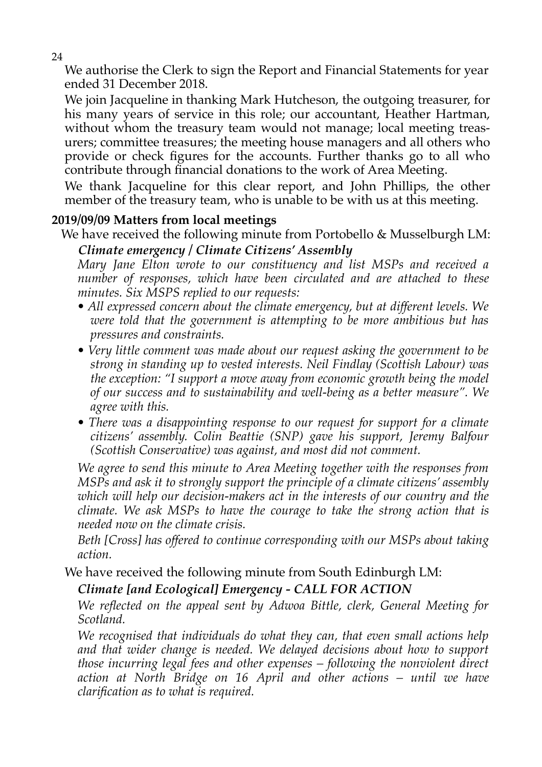We authorise the Clerk to sign the Report and Financial Statements for year ended 31 December 2018.

We join Jacqueline in thanking Mark Hutcheson, the outgoing treasurer, for his many years of service in this role; our accountant, Heather Hartman, without whom the treasury team would not manage; local meeting treasurers; committee treasures; the meeting house managers and all others who provide or check figures for the accounts. Further thanks go to all who contribute through financial donations to the work of Area Meeting.

We thank Jacqueline for this clear report, and John Phillips, the other member of the treasury team, who is unable to be with us at this meeting.

**2019/09/09 Matters from local meetings**

We have received the following minute from Portobello & Musselburgh LM:

***Climate emergency / Climate Citizens' Assembly***

*Mary Jane Elton wrote to our constituency and list MSPs and received a number of responses, which have been circulated and are attached to these minutes. Six MSPS replied to our requests:*

- *All expressed concern about the climate emergency, but at different levels. We were told that the government is attempting to be more ambitious but has pressures and constraints.*
- *Very little comment was made about our request asking the government to be strong in standing up to vested interests. Neil Findlay (Scottish Labour) was the exception: "I support a move away from economic growth being the model of our success and to sustainability and well-being as a better measure". We agree with this.*
- *There was a disappointing response to our request for support for a climate citizens' assembly. Colin Beattie (SNP) gave his support, Jeremy Balfour (Scottish Conservative) was against, and most did not comment.*

*We agree to send this minute to Area Meeting together with the responses from MSPs and ask it to strongly support the principle of a climate citizens' assembly which will help our decision-makers act in the interests of our country and the climate. We ask MSPs to have the courage to take the strong action that is needed now on the climate crisis.*

*Beth [Cross] has offered to continue corresponding with our MSPs about taking action.*

We have received the following minute from South Edinburgh LM:

***Climate [and Ecological] Emergency - CALL FOR ACTION***

*We reflected on the appeal sent by Adwoa Bittle, clerk, General Meeting for Scotland.*

*We recognised that individuals do what they can, that even small actions help and that wider change is needed. We delayed decisions about how to support those incurring legal fees and other expenses – following the nonviolent direct action at North Bridge on 16 April and other actions – until we have clarification as to what is required.*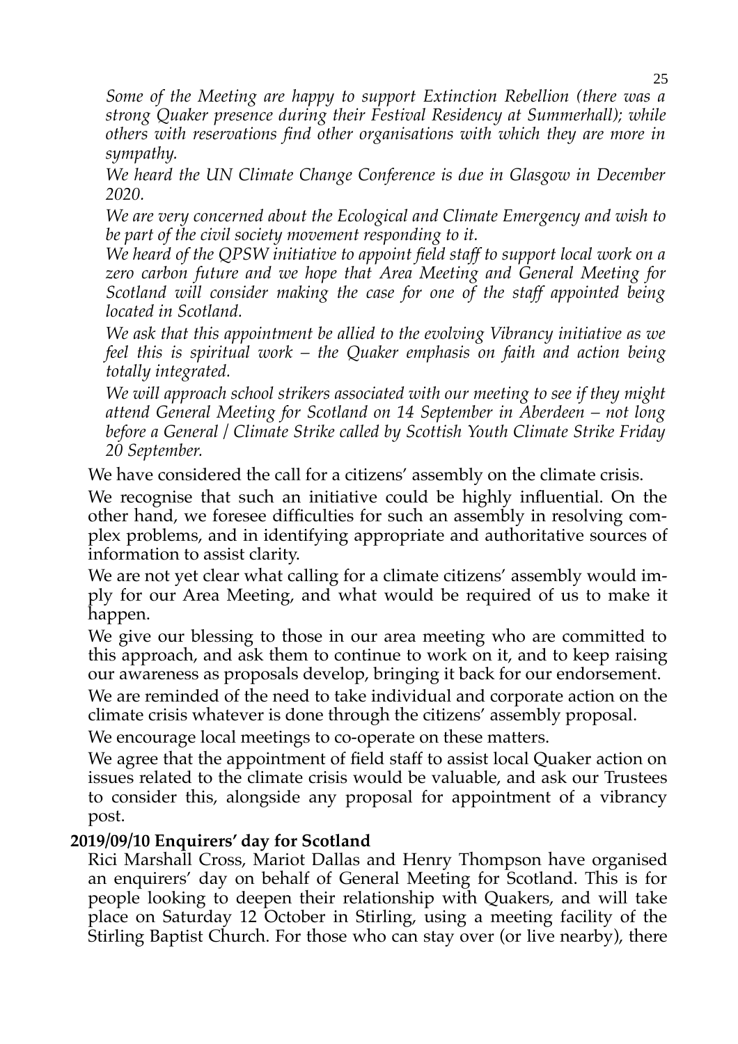*Some of the Meeting are happy to support Extinction Rebellion (there was a strong Quaker presence during their Festival Residency at Summerhall); while others with reservations find other organisations with which they are more in sympathy.*

*We heard the UN Climate Change Conference is due in Glasgow in December 2020.*

*We are very concerned about the Ecological and Climate Emergency and wish to be part of the civil society movement responding to it.*

*We heard of the QPSW initiative to appoint field staff to support local work on a zero carbon future and we hope that Area Meeting and General Meeting for Scotland will consider making the case for one of the staff appointed being located in Scotland.*

*We ask that this appointment be allied to the evolving Vibrancy initiative as we feel this is spiritual work – the Quaker emphasis on faith and action being totally integrated.*

*We will approach school strikers associated with our meeting to see if they might attend General Meeting for Scotland on 14 September in Aberdeen – not long before a General / Climate Strike called by Scottish Youth Climate Strike Friday 20 September.*

We have considered the call for a citizens' assembly on the climate crisis.

We recognise that such an initiative could be highly influential. On the other hand, we foresee difficulties for such an assembly in resolving complex problems, and in identifying appropriate and authoritative sources of information to assist clarity.

We are not yet clear what calling for a climate citizens' assembly would imply for our Area Meeting, and what would be required of us to make it happen.

We give our blessing to those in our area meeting who are committed to this approach, and ask them to continue to work on it, and to keep raising our awareness as proposals develop, bringing it back for our endorsement.

We are reminded of the need to take individual and corporate action on the climate crisis whatever is done through the citizens' assembly proposal.

We encourage local meetings to co-operate on these matters.

We agree that the appointment of field staff to assist local Quaker action on issues related to the climate crisis would be valuable, and ask our Trustees to consider this, alongside any proposal for appointment of a vibrancy post.

**2019/09/10 Enquirers' day for Scotland**

Rici Marshall Cross, Mariot Dallas and Henry Thompson have organised an enquirers' day on behalf of General Meeting for Scotland. This is for people looking to deepen their relationship with Quakers, and will take place on Saturday 12 October in Stirling, using a meeting facility of the Stirling Baptist Church. For those who can stay over (or live nearby), there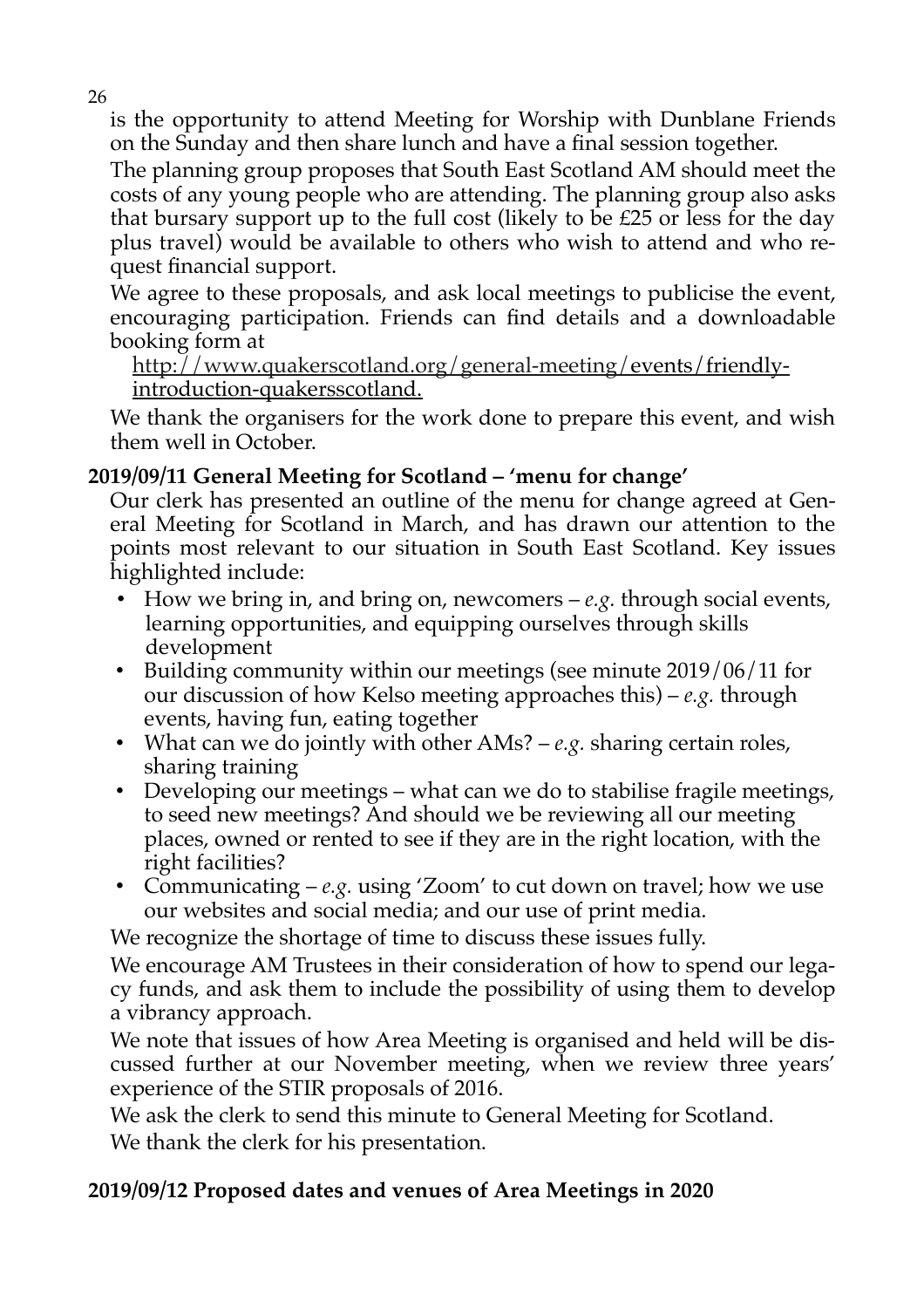is the opportunity to attend Meeting for Worship with Dunblane Friends on the Sunday and then share lunch and have a final session together.

The planning group proposes that South East Scotland AM should meet the costs of any young people who are attending. The planning group also asks that bursary support up to the full cost (likely to be £25 or less for the day plus travel) would be available to others who wish to attend and who request financial support.

We agree to these proposals, and ask local meetings to publicise the event, encouraging participation. Friends can find details and a downloadable booking form at

http://www.quakerscotland.org/general-meeting/events/friendly-introduction-quakersscotland.

We thank the organisers for the work done to prepare this event, and wish them well in October.

**2019/09/11 General Meeting for Scotland – 'menu for change'**

Our clerk has presented an outline of the menu for change agreed at General Meeting for Scotland in March, and has drawn our attention to the points most relevant to our situation in South East Scotland. Key issues highlighted include:

- How we bring in, and bring on, newcomers – *e.g.* through social events, learning opportunities, and equipping ourselves through skills development
- Building community within our meetings (see minute 2019/06/11 for our discussion of how Kelso meeting approaches this) – *e.g.* through events, having fun, eating together
- What can we do jointly with other AMs? – *e.g.* sharing certain roles, sharing training
- Developing our meetings – what can we do to stabilise fragile meetings, to seed new meetings? And should we be reviewing all our meeting places, owned or rented to see if they are in the right location, with the right facilities?
- Communicating – *e.g.* using 'Zoom' to cut down on travel; how we use our websites and social media; and our use of print media.

We recognize the shortage of time to discuss these issues fully.

We encourage AM Trustees in their consideration of how to spend our legacy funds, and ask them to include the possibility of using them to develop a vibrancy approach.

We note that issues of how Area Meeting is organised and held will be discussed further at our November meeting, when we review three years' experience of the STIR proposals of 2016.

We ask the clerk to send this minute to General Meeting for Scotland.

We thank the clerk for his presentation.

**2019/09/12 Proposed dates and venues of Area Meetings in 2020**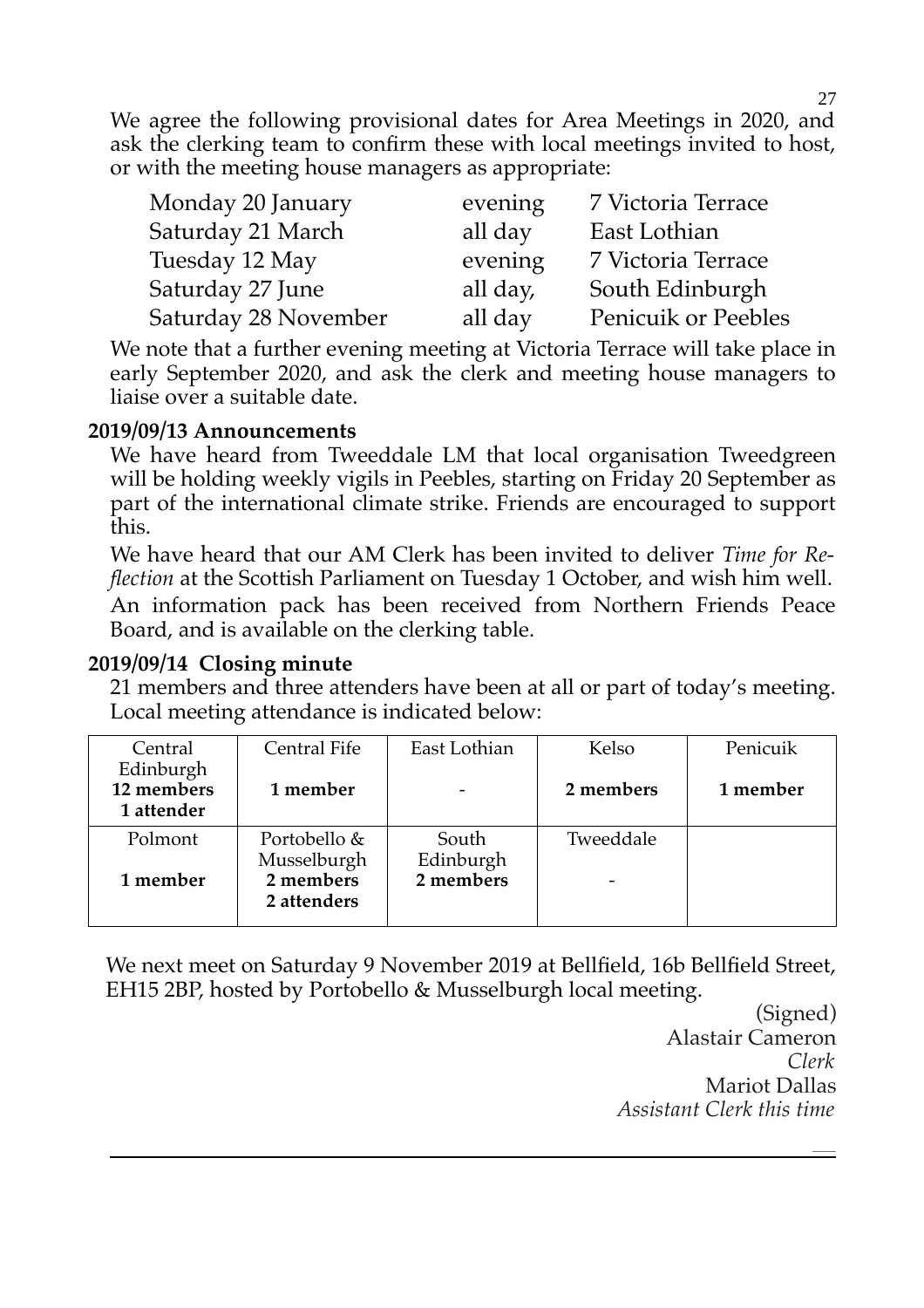We agree the following provisional dates for Area Meetings in 2020, and ask the clerking team to confirm these with local meetings invited to host, or with the meeting house managers as appropriate:

| | | |
|---|---|---|
| Monday 20 January | evening | 7 Victoria Terrace |
| Saturday 21 March | all day | East Lothian |
| Tuesday 12 May | evening | 7 Victoria Terrace |
| Saturday 27 June | all day, | South Edinburgh |
| Saturday 28 November | all day | Penicuik or Peebles |

We note that a further evening meeting at Victoria Terrace will take place in early September 2020, and ask the clerk and meeting house managers to liaise over a suitable date.

**2019/09/13 Announcements**

We have heard from Tweeddale LM that local organisation Tweedgreen will be holding weekly vigils in Peebles, starting on Friday 20 September as part of the international climate strike. Friends are encouraged to support this.

We have heard that our AM Clerk has been invited to deliver *Time for Reflection* at the Scottish Parliament on Tuesday 1 October, and wish him well.

An information pack has been received from Northern Friends Peace Board, and is available on the clerking table.

**2019/09/14 Closing minute**

21 members and three attenders have been at all or part of today's meeting. Local meeting attendance is indicated below:

| Central Edinburgh | Central Fife | East Lothian | Kelso | Penicuik |
|---|---|---|---|---|
| **12 members** **1 attender** | **1 member** | - | **2 members** | **1 member** |
| Polmont | Portobello & Musselburgh | South Edinburgh | Tweeddale | |
| **1 member** | **2 members** **2 attenders** | **2 members** | - | |

We next meet on Saturday 9 November 2019 at Bellfield, 16b Bellfield Street, EH15 2BP, hosted by Portobello & Musselburgh local meeting.

(Signed)
Alastair Cameron
*Clerk*
Mariot Dallas
*Assistant Clerk this time*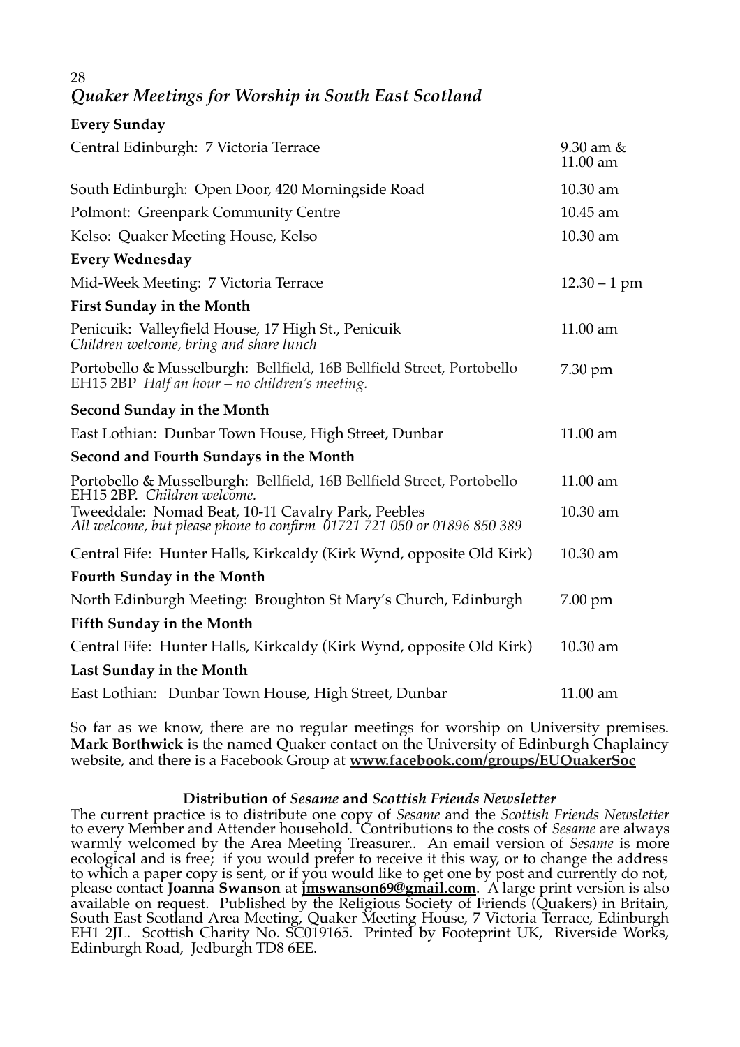## *Quaker Meetings for Worship in South East Scotland*

| | |
|---|---|
| **Every Sunday** | |
| Central Edinburgh: 7 Victoria Terrace | 9.30 am & 11.00 am |
| South Edinburgh: Open Door, 420 Morningside Road | 10.30 am |
| Polmont: Greenpark Community Centre | 10.45 am |
| Kelso: Quaker Meeting House, Kelso | 10.30 am |
| **Every Wednesday** | |
| Mid-Week Meeting: 7 Victoria Terrace | 12.30 – 1 pm |
| **First Sunday in the Month** | |
| Penicuik: Valleyfield House, 17 High St., Penicuik *Children welcome, bring and share lunch* | 11.00 am |
| Portobello & Musselburgh: Bellfield, 16B Bellfield Street, Portobello EH15 2BP *Half an hour – no children's meeting.* | 7.30 pm |
| **Second Sunday in the Month** | |
| East Lothian: Dunbar Town House, High Street, Dunbar | 11.00 am |
| **Second and Fourth Sundays in the Month** | |
| Portobello & Musselburgh: Bellfield, 16B Bellfield Street, Portobello EH15 2BP. *Children welcome.* | 11.00 am |
| Tweeddale: Nomad Beat, 10-11 Cavalry Park, Peebles *All welcome, but please phone to confirm 01721 721 050 or 01896 850 389* | 10.30 am |
| Central Fife: Hunter Halls, Kirkcaldy (Kirk Wynd, opposite Old Kirk) | 10.30 am |
| **Fourth Sunday in the Month** | |
| North Edinburgh Meeting: Broughton St Mary's Church, Edinburgh | 7.00 pm |
| **Fifth Sunday in the Month** | |
| Central Fife: Hunter Halls, Kirkcaldy (Kirk Wynd, opposite Old Kirk) | 10.30 am |
| **Last Sunday in the Month** | |
| East Lothian: Dunbar Town House, High Street, Dunbar | 11.00 am |

So far as we know, there are no regular meetings for worship on University premises. **Mark Borthwick** is the named Quaker contact on the University of Edinburgh Chaplaincy website, and there is a Facebook Group at **www.facebook.com/groups/EUQuakerSoc**

### Distribution of *Sesame* and *Scottish Friends Newsletter*

The current practice is to distribute one copy of *Sesame* and the *Scottish Friends Newsletter* to every Member and Attender household. Contributions to the costs of *Sesame* are always warmly welcomed by the Area Meeting Treasurer.. An email version of *Sesame* is more ecological and is free; if you would prefer to receive it this way, or to change the address to which a paper copy is sent, or if you would like to get one by post and currently do not, please contact **Joanna Swanson** at **jmswanson69@gmail.com**. A large print version is also available on request. Published by the Religious Society of Friends (Quakers) in Britain, South East Scotland Area Meeting, Quaker Meeting House, 7 Victoria Terrace, Edinburgh EH1 2JL. Scottish Charity No. SC019165. Printed by Footeprint UK, Riverside Works, Edinburgh Road, Jedburgh TD8 6EE.